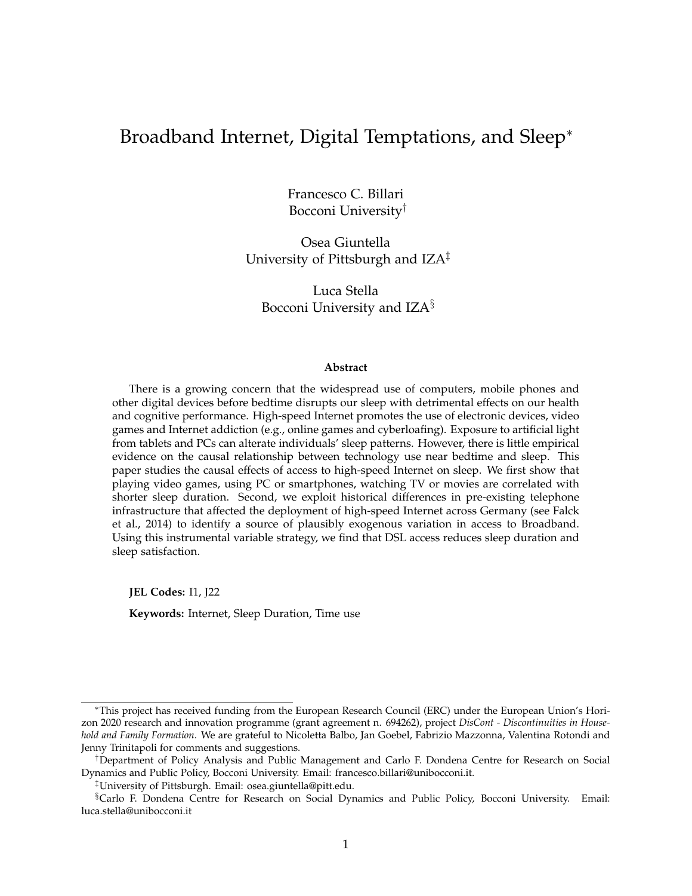# Broadband Internet, Digital Temptations, and Sleep*

Francesco C. Billari
Bocconi University†

Osea Giuntella
University of Pittsburgh and IZA‡

Luca Stella
Bocconi University and IZA§

**Abstract**

There is a growing concern that the widespread use of computers, mobile phones and other digital devices before bedtime disrupts our sleep with detrimental effects on our health and cognitive performance. High-speed Internet promotes the use of electronic devices, video games and Internet addiction (e.g., online games and cyberloafing). Exposure to artificial light from tablets and PCs can alterate individuals' sleep patterns. However, there is little empirical evidence on the causal relationship between technology use near bedtime and sleep. This paper studies the causal effects of access to high-speed Internet on sleep. We first show that playing video games, using PC or smartphones, watching TV or movies are correlated with shorter sleep duration. Second, we exploit historical differences in pre-existing telephone infrastructure that affected the deployment of high-speed Internet across Germany (see Falck et al., 2014) to identify a source of plausibly exogenous variation in access to Broadband. Using this instrumental variable strategy, we find that DSL access reduces sleep duration and sleep satisfaction.

**JEL Codes:** I1, J22

**Keywords:** Internet, Sleep Duration, Time use

---

*This project has received funding from the European Research Council (ERC) under the European Union's Horizon 2020 research and innovation programme (grant agreement n. 694262), project *DisCont - Discontinuities in Household and Family Formation*. We are grateful to Nicoletta Balbo, Jan Goebel, Fabrizio Mazzonna, Valentina Rotondi and Jenny Trinitapoli for comments and suggestions.

†Department of Policy Analysis and Public Management and Carlo F. Dondena Centre for Research on Social Dynamics and Public Policy, Bocconi University. Email: francesco.billari@unibocconi.it.

‡University of Pittsburgh. Email: osea.giuntella@pitt.edu.

§Carlo F. Dondena Centre for Research on Social Dynamics and Public Policy, Bocconi University. Email: luca.stella@unibocconi.it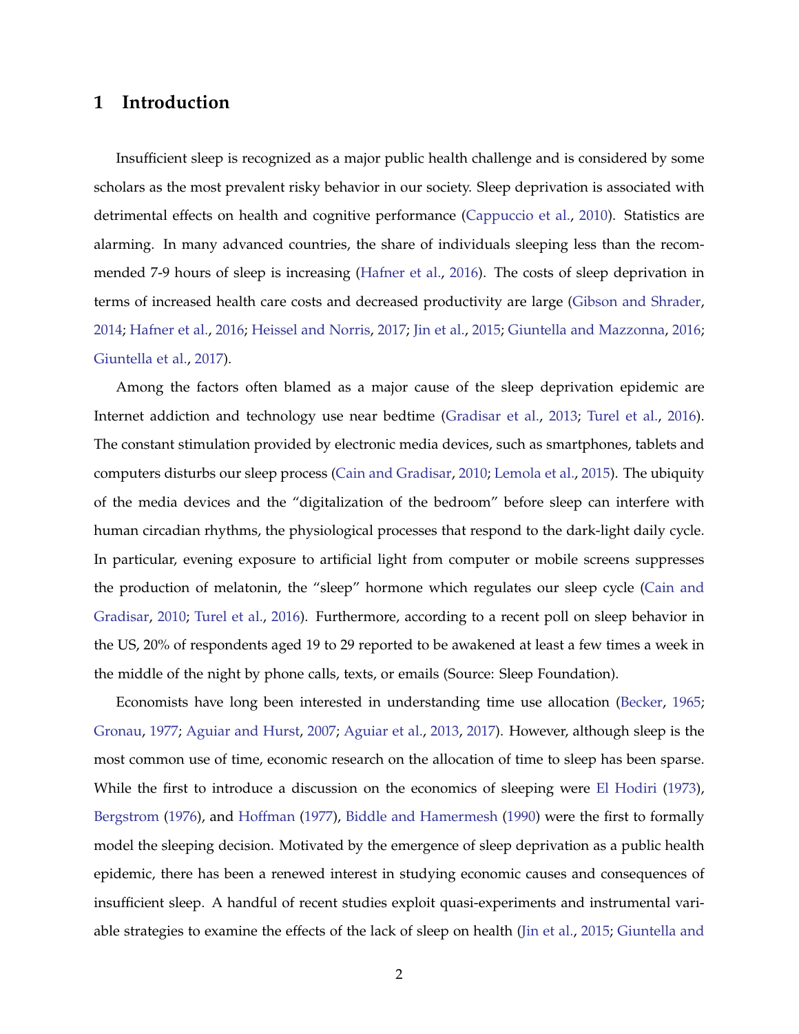# 1 Introduction

Insufficient sleep is recognized as a major public health challenge and is considered by some scholars as the most prevalent risky behavior in our society. Sleep deprivation is associated with detrimental effects on health and cognitive performance (Cappuccio et al., 2010). Statistics are alarming. In many advanced countries, the share of individuals sleeping less than the recommended 7-9 hours of sleep is increasing (Hafner et al., 2016). The costs of sleep deprivation in terms of increased health care costs and decreased productivity are large (Gibson and Shrader, 2014; Hafner et al., 2016; Heissel and Norris, 2017; Jin et al., 2015; Giuntella and Mazzonna, 2016; Giuntella et al., 2017).

Among the factors often blamed as a major cause of the sleep deprivation epidemic are Internet addiction and technology use near bedtime (Gradisar et al., 2013; Turel et al., 2016). The constant stimulation provided by electronic media devices, such as smartphones, tablets and computers disturbs our sleep process (Cain and Gradisar, 2010; Lemola et al., 2015). The ubiquity of the media devices and the "digitalization of the bedroom" before sleep can interfere with human circadian rhythms, the physiological processes that respond to the dark-light daily cycle. In particular, evening exposure to artificial light from computer or mobile screens suppresses the production of melatonin, the "sleep" hormone which regulates our sleep cycle (Cain and Gradisar, 2010; Turel et al., 2016). Furthermore, according to a recent poll on sleep behavior in the US, 20% of respondents aged 19 to 29 reported to be awakened at least a few times a week in the middle of the night by phone calls, texts, or emails (Source: Sleep Foundation).

Economists have long been interested in understanding time use allocation (Becker, 1965; Gronau, 1977; Aguiar and Hurst, 2007; Aguiar et al., 2013, 2017). However, although sleep is the most common use of time, economic research on the allocation of time to sleep has been sparse. While the first to introduce a discussion on the economics of sleeping were El Hodiri (1973), Bergstrom (1976), and Hoffman (1977), Biddle and Hamermesh (1990) were the first to formally model the sleeping decision. Motivated by the emergence of sleep deprivation as a public health epidemic, there has been a renewed interest in studying economic causes and consequences of insufficient sleep. A handful of recent studies exploit quasi-experiments and instrumental variable strategies to examine the effects of the lack of sleep on health (Jin et al., 2015; Giuntella and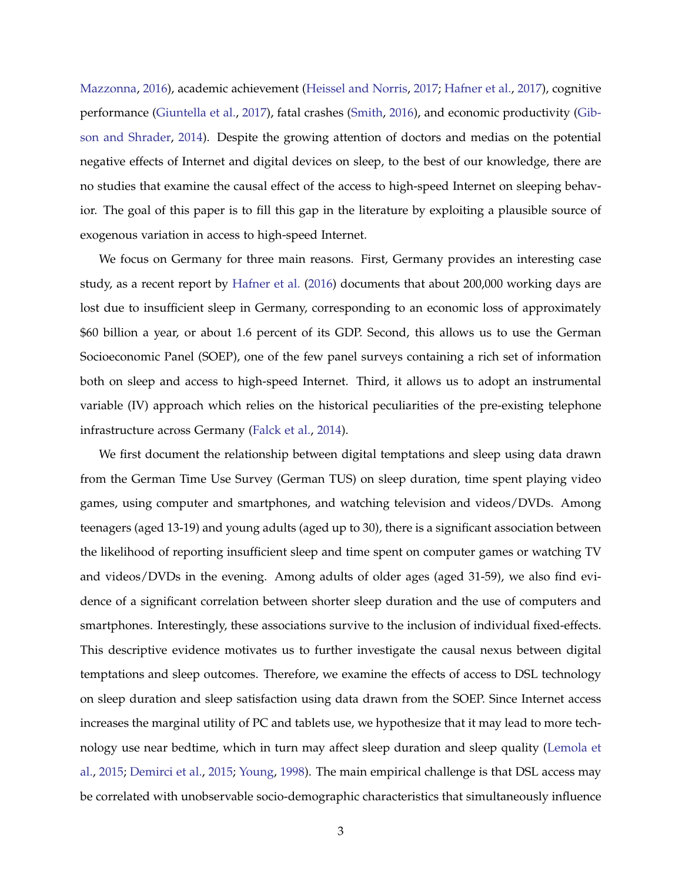Mazzonna, 2016), academic achievement (Heissel and Norris, 2017; Hafner et al., 2017), cognitive performance (Giuntella et al., 2017), fatal crashes (Smith, 2016), and economic productivity (Gibson and Shrader, 2014). Despite the growing attention of doctors and medias on the potential negative effects of Internet and digital devices on sleep, to the best of our knowledge, there are no studies that examine the causal effect of the access to high-speed Internet on sleeping behavior. The goal of this paper is to fill this gap in the literature by exploiting a plausible source of exogenous variation in access to high-speed Internet.

We focus on Germany for three main reasons. First, Germany provides an interesting case study, as a recent report by Hafner et al. (2016) documents that about 200,000 working days are lost due to insufficient sleep in Germany, corresponding to an economic loss of approximately $60 billion a year, or about 1.6 percent of its GDP. Second, this allows us to use the German Socioeconomic Panel (SOEP), one of the few panel surveys containing a rich set of information both on sleep and access to high-speed Internet. Third, it allows us to adopt an instrumental variable (IV) approach which relies on the historical peculiarities of the pre-existing telephone infrastructure across Germany (Falck et al., 2014).

We first document the relationship between digital temptations and sleep using data drawn from the German Time Use Survey (German TUS) on sleep duration, time spent playing video games, using computer and smartphones, and watching television and videos/DVDs. Among teenagers (aged 13-19) and young adults (aged up to 30), there is a significant association between the likelihood of reporting insufficient sleep and time spent on computer games or watching TV and videos/DVDs in the evening. Among adults of older ages (aged 31-59), we also find evidence of a significant correlation between shorter sleep duration and the use of computers and smartphones. Interestingly, these associations survive to the inclusion of individual fixed-effects. This descriptive evidence motivates us to further investigate the causal nexus between digital temptations and sleep outcomes. Therefore, we examine the effects of access to DSL technology on sleep duration and sleep satisfaction using data drawn from the SOEP. Since Internet access increases the marginal utility of PC and tablets use, we hypothesize that it may lead to more technology use near bedtime, which in turn may affect sleep duration and sleep quality (Lemola et al., 2015; Demirci et al., 2015; Young, 1998). The main empirical challenge is that DSL access may be correlated with unobservable socio-demographic characteristics that simultaneously influence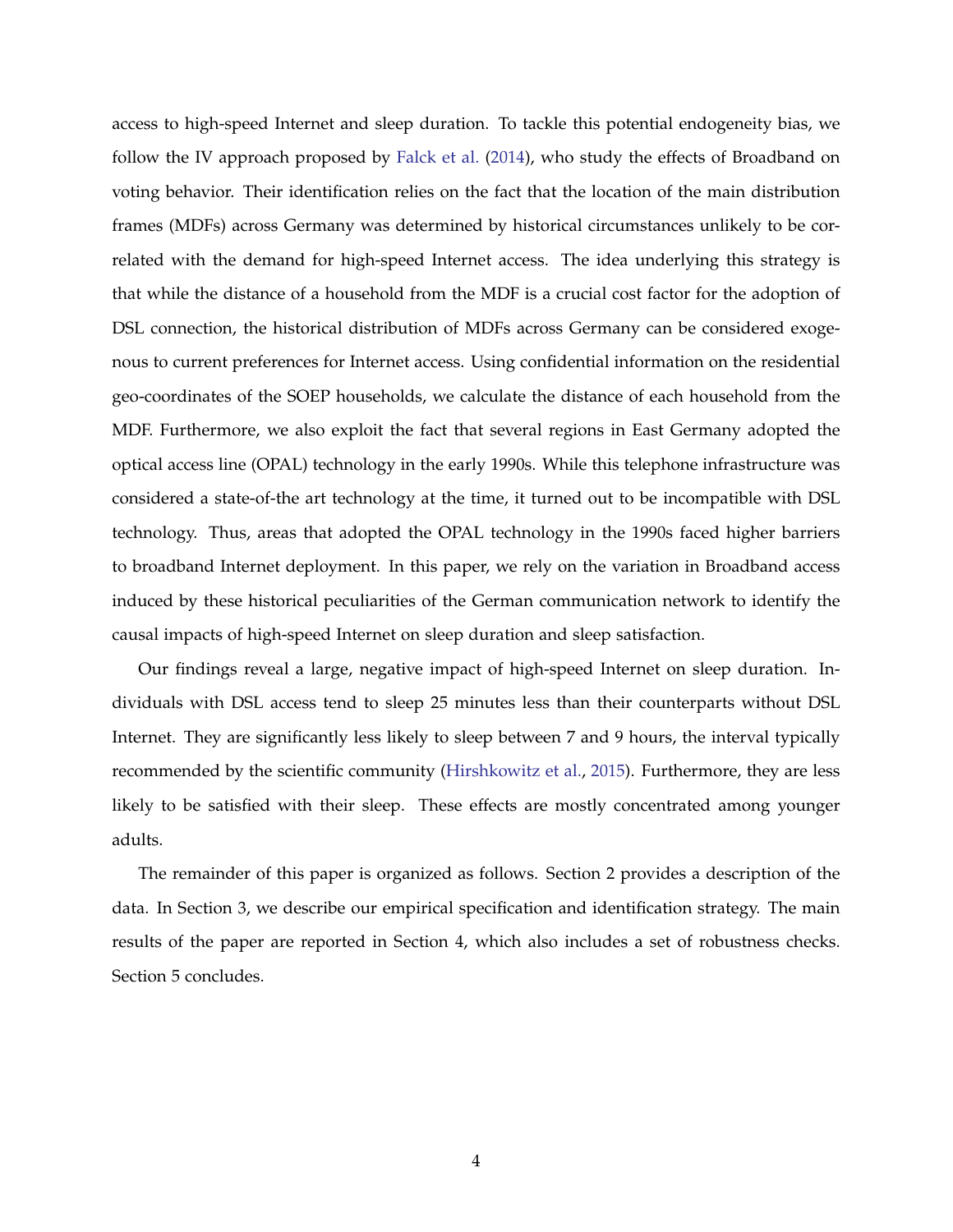access to high-speed Internet and sleep duration. To tackle this potential endogeneity bias, we follow the IV approach proposed by Falck et al. (2014), who study the effects of Broadband on voting behavior. Their identification relies on the fact that the location of the main distribution frames (MDFs) across Germany was determined by historical circumstances unlikely to be correlated with the demand for high-speed Internet access. The idea underlying this strategy is that while the distance of a household from the MDF is a crucial cost factor for the adoption of DSL connection, the historical distribution of MDFs across Germany can be considered exogenous to current preferences for Internet access. Using confidential information on the residential geo-coordinates of the SOEP households, we calculate the distance of each household from the MDF. Furthermore, we also exploit the fact that several regions in East Germany adopted the optical access line (OPAL) technology in the early 1990s. While this telephone infrastructure was considered a state-of-the art technology at the time, it turned out to be incompatible with DSL technology. Thus, areas that adopted the OPAL technology in the 1990s faced higher barriers to broadband Internet deployment. In this paper, we rely on the variation in Broadband access induced by these historical peculiarities of the German communication network to identify the causal impacts of high-speed Internet on sleep duration and sleep satisfaction.

Our findings reveal a large, negative impact of high-speed Internet on sleep duration. Individuals with DSL access tend to sleep 25 minutes less than their counterparts without DSL Internet. They are significantly less likely to sleep between 7 and 9 hours, the interval typically recommended by the scientific community (Hirshkowitz et al., 2015). Furthermore, they are less likely to be satisfied with their sleep. These effects are mostly concentrated among younger adults.

The remainder of this paper is organized as follows. Section 2 provides a description of the data. In Section 3, we describe our empirical specification and identification strategy. The main results of the paper are reported in Section 4, which also includes a set of robustness checks. Section 5 concludes.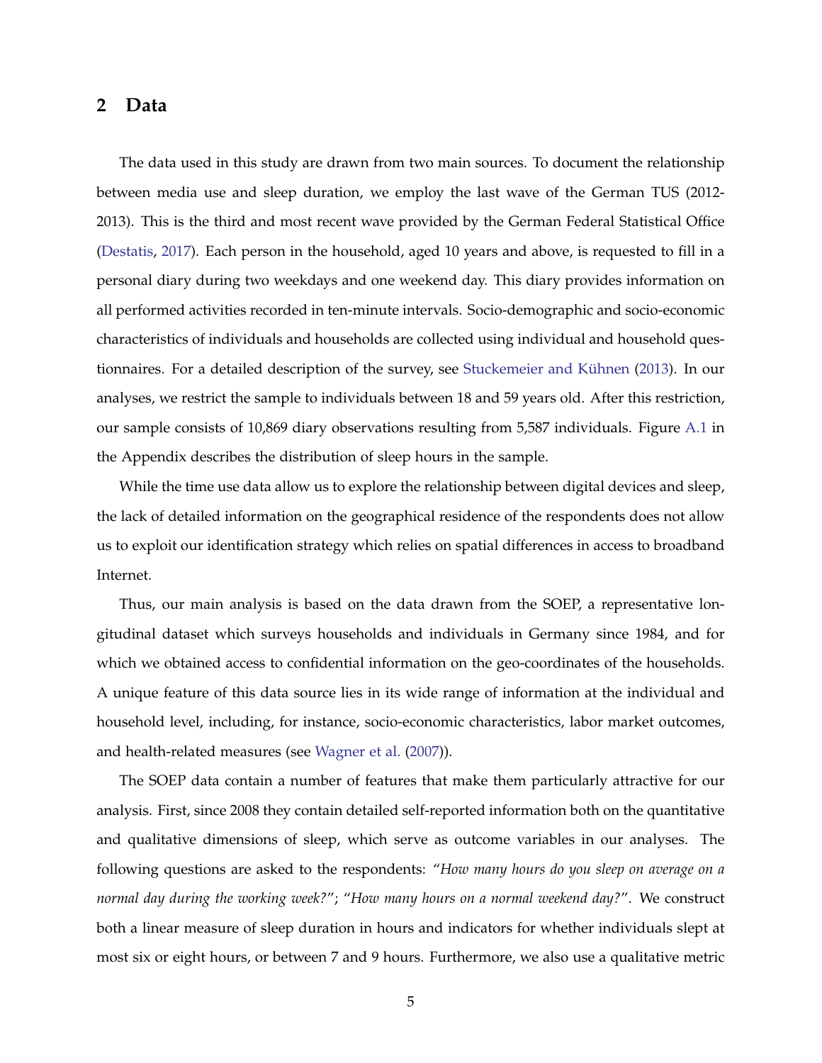## 2 Data

The data used in this study are drawn from two main sources. To document the relationship between media use and sleep duration, we employ the last wave of the German TUS (2012-2013). This is the third and most recent wave provided by the German Federal Statistical Office (Destatis, 2017). Each person in the household, aged 10 years and above, is requested to fill in a personal diary during two weekdays and one weekend day. This diary provides information on all performed activities recorded in ten-minute intervals. Socio-demographic and socio-economic characteristics of individuals and households are collected using individual and household questionnaires. For a detailed description of the survey, see Stuckemeier and Kühnen (2013). In our analyses, we restrict the sample to individuals between 18 and 59 years old. After this restriction, our sample consists of 10,869 diary observations resulting from 5,587 individuals. Figure A.1 in the Appendix describes the distribution of sleep hours in the sample.

While the time use data allow us to explore the relationship between digital devices and sleep, the lack of detailed information on the geographical residence of the respondents does not allow us to exploit our identification strategy which relies on spatial differences in access to broadband Internet.

Thus, our main analysis is based on the data drawn from the SOEP, a representative longitudinal dataset which surveys households and individuals in Germany since 1984, and for which we obtained access to confidential information on the geo-coordinates of the households. A unique feature of this data source lies in its wide range of information at the individual and household level, including, for instance, socio-economic characteristics, labor market outcomes, and health-related measures (see Wagner et al. (2007)).

The SOEP data contain a number of features that make them particularly attractive for our analysis. First, since 2008 they contain detailed self-reported information both on the quantitative and qualitative dimensions of sleep, which serve as outcome variables in our analyses. The following questions are asked to the respondents: "*How many hours do you sleep on average on a normal day during the working week?*"; "*How many hours on a normal weekend day?*". We construct both a linear measure of sleep duration in hours and indicators for whether individuals slept at most six or eight hours, or between 7 and 9 hours. Furthermore, we also use a qualitative metric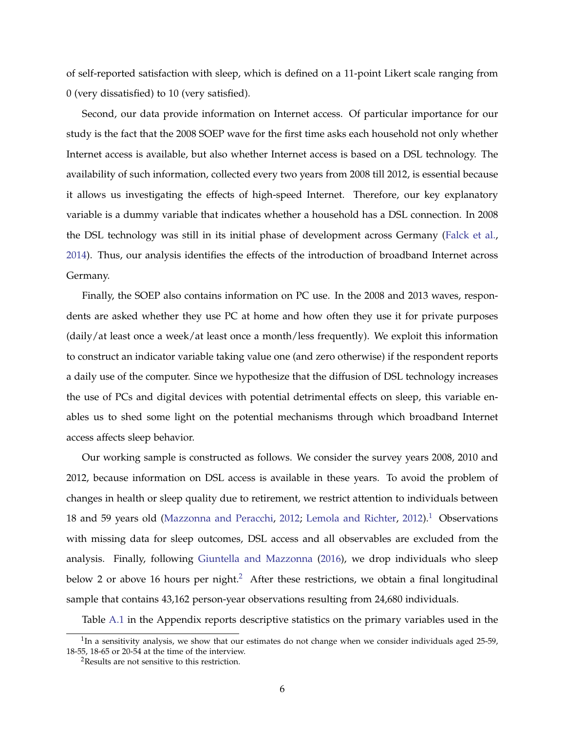of self-reported satisfaction with sleep, which is defined on a 11-point Likert scale ranging from 0 (very dissatisfied) to 10 (very satisfied).

Second, our data provide information on Internet access. Of particular importance for our study is the fact that the 2008 SOEP wave for the first time asks each household not only whether Internet access is available, but also whether Internet access is based on a DSL technology. The availability of such information, collected every two years from 2008 till 2012, is essential because it allows us investigating the effects of high-speed Internet. Therefore, our key explanatory variable is a dummy variable that indicates whether a household has a DSL connection. In 2008 the DSL technology was still in its initial phase of development across Germany (Falck et al., 2014). Thus, our analysis identifies the effects of the introduction of broadband Internet across Germany.

Finally, the SOEP also contains information on PC use. In the 2008 and 2013 waves, respondents are asked whether they use PC at home and how often they use it for private purposes (daily/at least once a week/at least once a month/less frequently). We exploit this information to construct an indicator variable taking value one (and zero otherwise) if the respondent reports a daily use of the computer. Since we hypothesize that the diffusion of DSL technology increases the use of PCs and digital devices with potential detrimental effects on sleep, this variable enables us to shed some light on the potential mechanisms through which broadband Internet access affects sleep behavior.

Our working sample is constructed as follows. We consider the survey years 2008, 2010 and 2012, because information on DSL access is available in these years. To avoid the problem of changes in health or sleep quality due to retirement, we restrict attention to individuals between 18 and 59 years old (Mazzonna and Peracchi, 2012; Lemola and Richter, 2012).[1] Observations with missing data for sleep outcomes, DSL access and all observables are excluded from the analysis. Finally, following Giuntella and Mazzonna (2016), we drop individuals who sleep below 2 or above 16 hours per night.[2] After these restrictions, we obtain a final longitudinal sample that contains 43,162 person-year observations resulting from 24,680 individuals.

Table A.1 in the Appendix reports descriptive statistics on the primary variables used in the

[1] In a sensitivity analysis, we show that our estimates do not change when we consider individuals aged 25-59, 18-55, 18-65 or 20-54 at the time of the interview.

[2] Results are not sensitive to this restriction.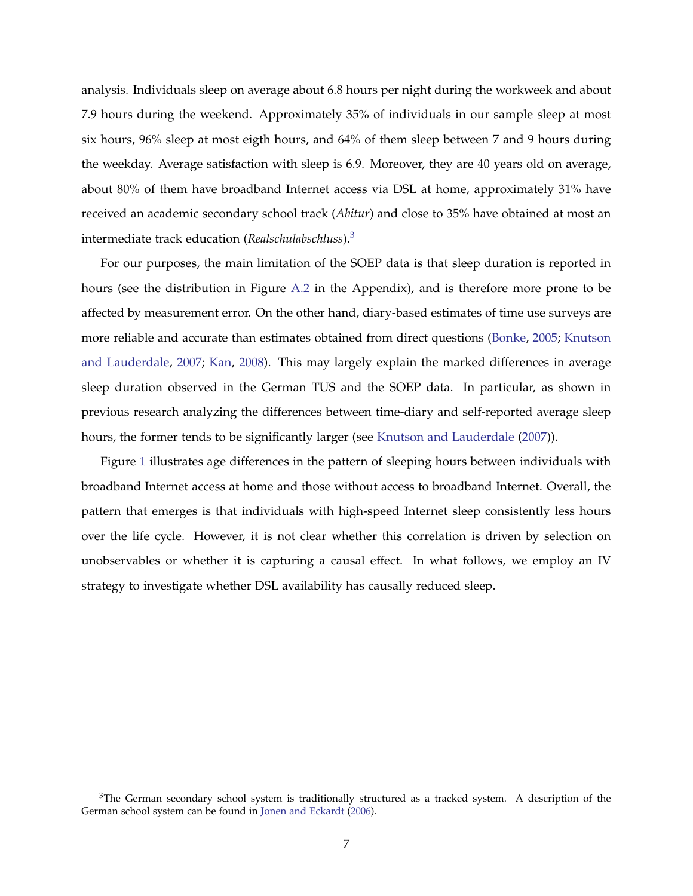analysis. Individuals sleep on average about 6.8 hours per night during the workweek and about 7.9 hours during the weekend. Approximately 35% of individuals in our sample sleep at most six hours, 96% sleep at most eigth hours, and 64% of them sleep between 7 and 9 hours during the weekday. Average satisfaction with sleep is 6.9. Moreover, they are 40 years old on average, about 80% of them have broadband Internet access via DSL at home, approximately 31% have received an academic secondary school track (*Abitur*) and close to 35% have obtained at most an intermediate track education (*Realschulabschluss*).[3]

For our purposes, the main limitation of the SOEP data is that sleep duration is reported in hours (see the distribution in Figure A.2 in the Appendix), and is therefore more prone to be affected by measurement error. On the other hand, diary-based estimates of time use surveys are more reliable and accurate than estimates obtained from direct questions (Bonke, 2005; Knutson and Lauderdale, 2007; Kan, 2008). This may largely explain the marked differences in average sleep duration observed in the German TUS and the SOEP data. In particular, as shown in previous research analyzing the differences between time-diary and self-reported average sleep hours, the former tends to be significantly larger (see Knutson and Lauderdale (2007)).

Figure 1 illustrates age differences in the pattern of sleeping hours between individuals with broadband Internet access at home and those without access to broadband Internet. Overall, the pattern that emerges is that individuals with high-speed Internet sleep consistently less hours over the life cycle. However, it is not clear whether this correlation is driven by selection on unobservables or whether it is capturing a causal effect. In what follows, we employ an IV strategy to investigate whether DSL availability has causally reduced sleep.

[3] The German secondary school system is traditionally structured as a tracked system. A description of the German school system can be found in Jonen and Eckardt (2006).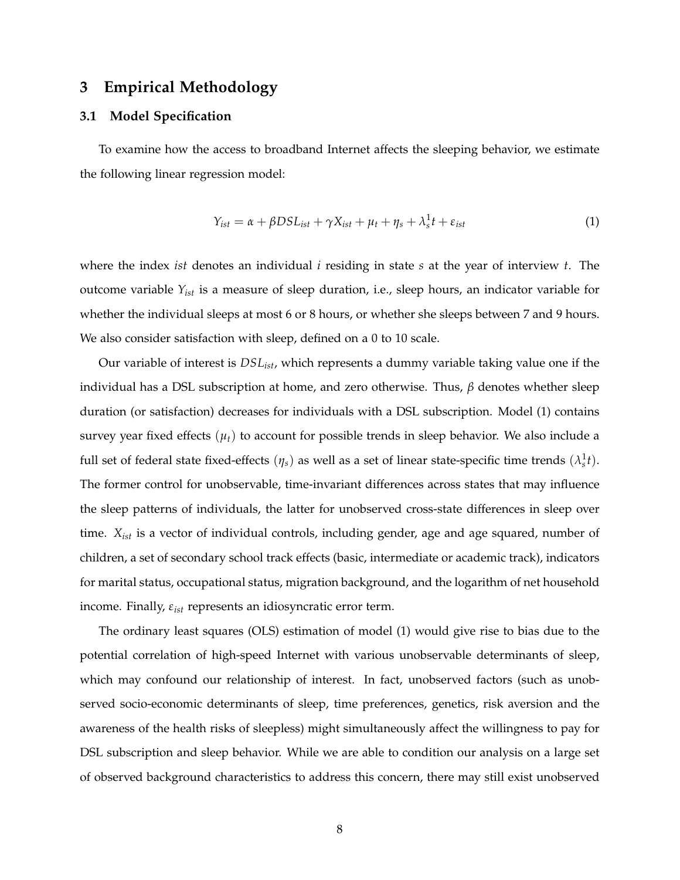## 3 Empirical Methodology

### 3.1 Model Specification

To examine how the access to broadband Internet affects the sleeping behavior, we estimate the following linear regression model:

$$Y_{ist} = \alpha + \beta DSL_{ist} + \gamma X_{ist} + \mu_t + \eta_s + \lambda_s^1 t + \varepsilon_{ist} \tag{1}$$

where the index *ist* denotes an individual *i* residing in state *s* at the year of interview *t*. The outcome variable $Y_{ist}$ is a measure of sleep duration, i.e., sleep hours, an indicator variable for whether the individual sleeps at most 6 or 8 hours, or whether she sleeps between 7 and 9 hours. We also consider satisfaction with sleep, defined on a 0 to 10 scale.

Our variable of interest is $DSL_{ist}$, which represents a dummy variable taking value one if the individual has a DSL subscription at home, and zero otherwise. Thus, $\beta$ denotes whether sleep duration (or satisfaction) decreases for individuals with a DSL subscription. Model (1) contains survey year fixed effects ($\mu_t$) to account for possible trends in sleep behavior. We also include a full set of federal state fixed-effects ($\eta_s$) as well as a set of linear state-specific time trends ($\lambda_s^1 t$). The former control for unobservable, time-invariant differences across states that may influence the sleep patterns of individuals, the latter for unobserved cross-state differences in sleep over time. $X_{ist}$ is a vector of individual controls, including gender, age and age squared, number of children, a set of secondary school track effects (basic, intermediate or academic track), indicators for marital status, occupational status, migration background, and the logarithm of net household income. Finally, $\varepsilon_{ist}$ represents an idiosyncratic error term.

The ordinary least squares (OLS) estimation of model (1) would give rise to bias due to the potential correlation of high-speed Internet with various unobservable determinants of sleep, which may confound our relationship of interest. In fact, unobserved factors (such as unobserved socio-economic determinants of sleep, time preferences, genetics, risk aversion and the awareness of the health risks of sleepless) might simultaneously affect the willingness to pay for DSL subscription and sleep behavior. While we are able to condition our analysis on a large set of observed background characteristics to address this concern, there may still exist unobserved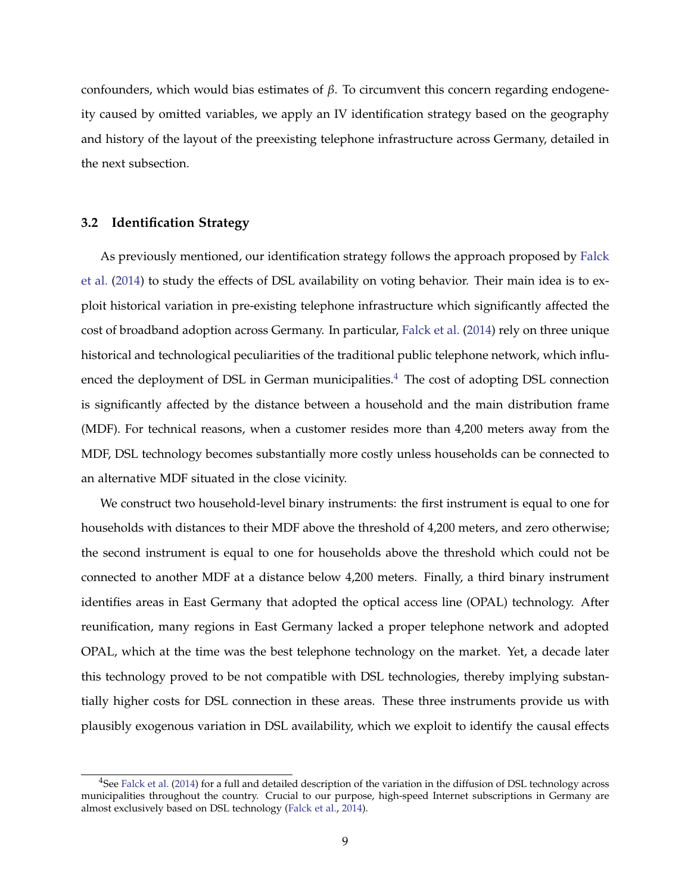confounders, which would bias estimates of $\beta$. To circumvent this concern regarding endogeneity caused by omitted variables, we apply an IV identification strategy based on the geography and history of the layout of the preexisting telephone infrastructure across Germany, detailed in the next subsection.

### 3.2 Identification Strategy

As previously mentioned, our identification strategy follows the approach proposed by Falck et al. (2014) to study the effects of DSL availability on voting behavior. Their main idea is to exploit historical variation in pre-existing telephone infrastructure which significantly affected the cost of broadband adoption across Germany. In particular, Falck et al. (2014) rely on three unique historical and technological peculiarities of the traditional public telephone network, which influenced the deployment of DSL in German municipalities.[4] The cost of adopting DSL connection is significantly affected by the distance between a household and the main distribution frame (MDF). For technical reasons, when a customer resides more than 4,200 meters away from the MDF, DSL technology becomes substantially more costly unless households can be connected to an alternative MDF situated in the close vicinity.

We construct two household-level binary instruments: the first instrument is equal to one for households with distances to their MDF above the threshold of 4,200 meters, and zero otherwise; the second instrument is equal to one for households above the threshold which could not be connected to another MDF at a distance below 4,200 meters. Finally, a third binary instrument identifies areas in East Germany that adopted the optical access line (OPAL) technology. After reunification, many regions in East Germany lacked a proper telephone network and adopted OPAL, which at the time was the best telephone technology on the market. Yet, a decade later this technology proved to be not compatible with DSL technologies, thereby implying substantially higher costs for DSL connection in these areas. These three instruments provide us with plausibly exogenous variation in DSL availability, which we exploit to identify the causal effects

[4] See Falck et al. (2014) for a full and detailed description of the variation in the diffusion of DSL technology across municipalities throughout the country. Crucial to our purpose, high-speed Internet subscriptions in Germany are almost exclusively based on DSL technology (Falck et al., 2014).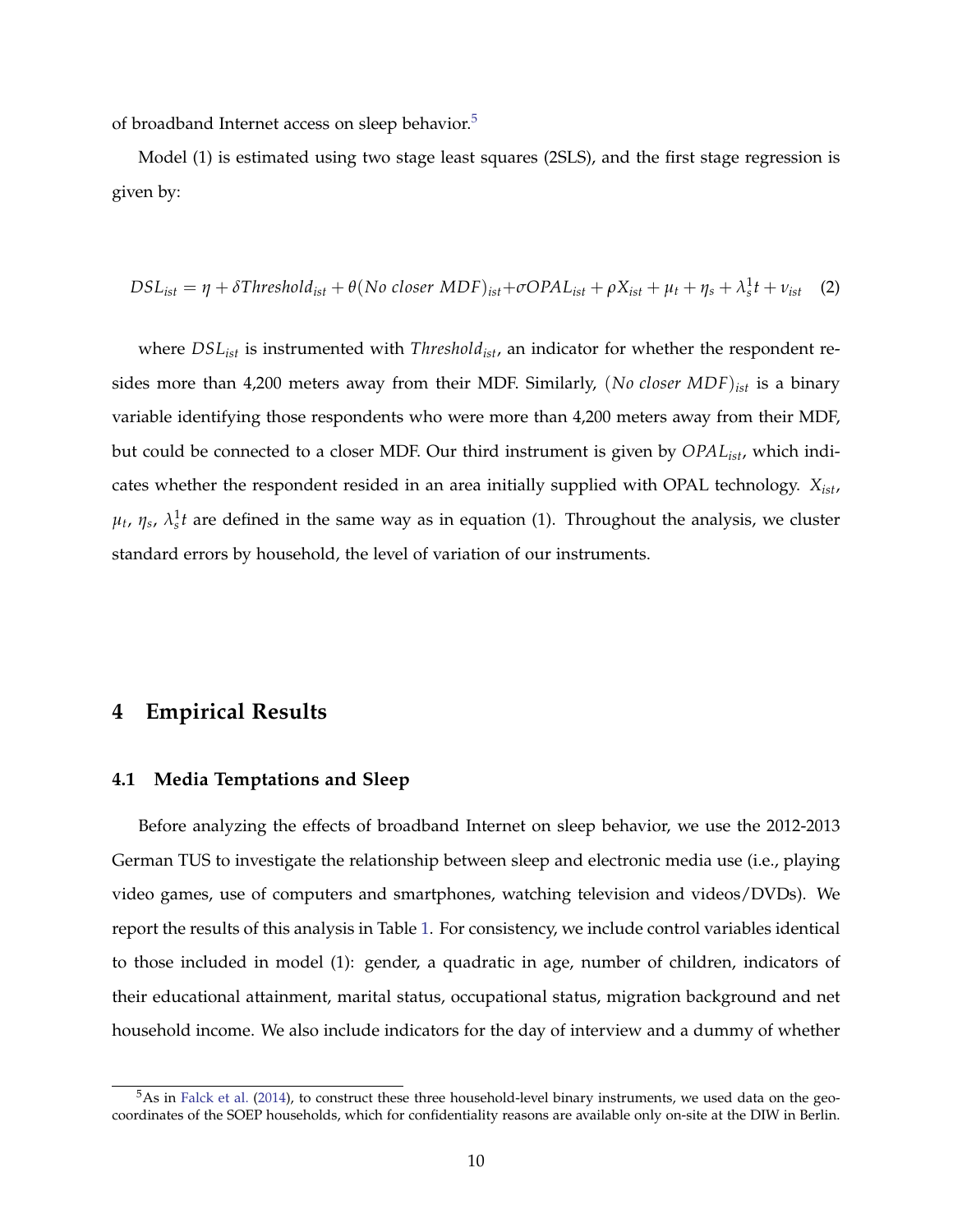of broadband Internet access on sleep behavior.[5]

Model (1) is estimated using two stage least squares (2SLS), and the first stage regression is given by:

$$DSL_{ist} = \eta + \delta Threshold_{ist} + \theta(No\ closer\ MDF)_{ist} + \sigma OPAL_{ist} + \rho X_{ist} + \mu_t + \eta_s + \lambda_s^1 t + \nu_{ist} \quad (2)$$

where $DSL_{ist}$ is instrumented with $Threshold_{ist}$, an indicator for whether the respondent resides more than 4,200 meters away from their MDF. Similarly, $(No\ closer\ MDF)_{ist}$ is a binary variable identifying those respondents who were more than 4,200 meters away from their MDF, but could be connected to a closer MDF. Our third instrument is given by $OPAL_{ist}$, which indicates whether the respondent resided in an area initially supplied with OPAL technology. $X_{ist}$, $\mu_t$, $\eta_s$, $\lambda_s^1 t$ are defined in the same way as in equation (1). Throughout the analysis, we cluster standard errors by household, the level of variation of our instruments.

# 4 Empirical Results

## 4.1 Media Temptations and Sleep

Before analyzing the effects of broadband Internet on sleep behavior, we use the 2012-2013 German TUS to investigate the relationship between sleep and electronic media use (i.e., playing video games, use of computers and smartphones, watching television and videos/DVDs). We report the results of this analysis in Table 1. For consistency, we include control variables identical to those included in model (1): gender, a quadratic in age, number of children, indicators of their educational attainment, marital status, occupational status, migration background and net household income. We also include indicators for the day of interview and a dummy of whether

[5] As in Falck et al. (2014), to construct these three household-level binary instruments, we used data on the geo-coordinates of the SOEP households, which for confidentiality reasons are available only on-site at the DIW in Berlin.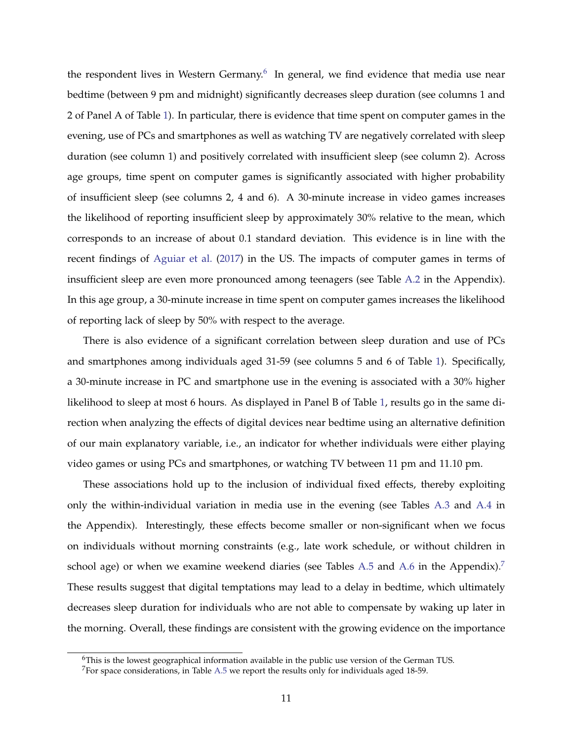the respondent lives in Western Germany.[6] In general, we find evidence that media use near bedtime (between 9 pm and midnight) significantly decreases sleep duration (see columns 1 and 2 of Panel A of Table 1). In particular, there is evidence that time spent on computer games in the evening, use of PCs and smartphones as well as watching TV are negatively correlated with sleep duration (see column 1) and positively correlated with insufficient sleep (see column 2). Across age groups, time spent on computer games is significantly associated with higher probability of insufficient sleep (see columns 2, 4 and 6). A 30-minute increase in video games increases the likelihood of reporting insufficient sleep by approximately 30% relative to the mean, which corresponds to an increase of about 0.1 standard deviation. This evidence is in line with the recent findings of Aguiar et al. (2017) in the US. The impacts of computer games in terms of insufficient sleep are even more pronounced among teenagers (see Table A.2 in the Appendix). In this age group, a 30-minute increase in time spent on computer games increases the likelihood of reporting lack of sleep by 50% with respect to the average.

There is also evidence of a significant correlation between sleep duration and use of PCs and smartphones among individuals aged 31-59 (see columns 5 and 6 of Table 1). Specifically, a 30-minute increase in PC and smartphone use in the evening is associated with a 30% higher likelihood to sleep at most 6 hours. As displayed in Panel B of Table 1, results go in the same direction when analyzing the effects of digital devices near bedtime using an alternative definition of our main explanatory variable, i.e., an indicator for whether individuals were either playing video games or using PCs and smartphones, or watching TV between 11 pm and 11.10 pm.

These associations hold up to the inclusion of individual fixed effects, thereby exploiting only the within-individual variation in media use in the evening (see Tables A.3 and A.4 in the Appendix). Interestingly, these effects become smaller or non-significant when we focus on individuals without morning constraints (e.g., late work schedule, or without children in school age) or when we examine weekend diaries (see Tables A.5 and A.6 in the Appendix).[7] These results suggest that digital temptations may lead to a delay in bedtime, which ultimately decreases sleep duration for individuals who are not able to compensate by waking up later in the morning. Overall, these findings are consistent with the growing evidence on the importance

[6] This is the lowest geographical information available in the public use version of the German TUS.

[7] For space considerations, in Table A.5 we report the results only for individuals aged 18-59.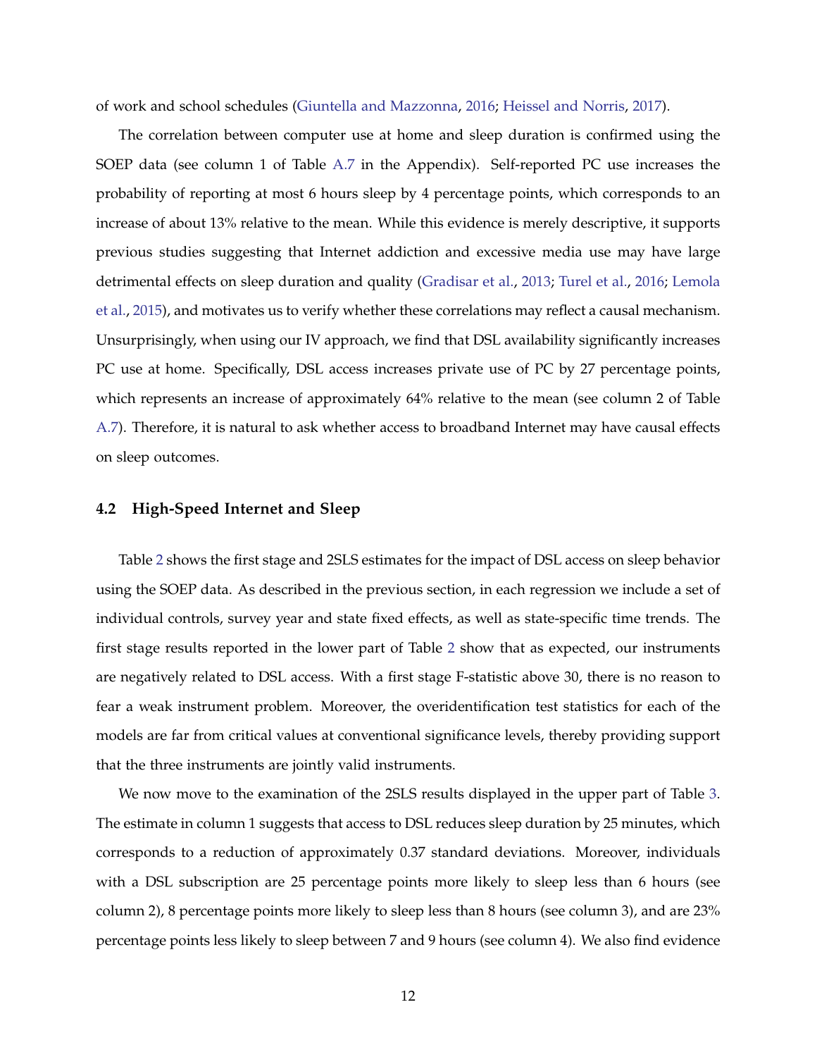of work and school schedules (Giuntella and Mazzonna, 2016; Heissel and Norris, 2017).

The correlation between computer use at home and sleep duration is confirmed using the SOEP data (see column 1 of Table A.7 in the Appendix). Self-reported PC use increases the probability of reporting at most 6 hours sleep by 4 percentage points, which corresponds to an increase of about 13% relative to the mean. While this evidence is merely descriptive, it supports previous studies suggesting that Internet addiction and excessive media use may have large detrimental effects on sleep duration and quality (Gradisar et al., 2013; Turel et al., 2016; Lemola et al., 2015), and motivates us to verify whether these correlations may reflect a causal mechanism. Unsurprisingly, when using our IV approach, we find that DSL availability significantly increases PC use at home. Specifically, DSL access increases private use of PC by 27 percentage points, which represents an increase of approximately 64% relative to the mean (see column 2 of Table A.7). Therefore, it is natural to ask whether access to broadband Internet may have causal effects on sleep outcomes.

## 4.2 High-Speed Internet and Sleep

Table 2 shows the first stage and 2SLS estimates for the impact of DSL access on sleep behavior using the SOEP data. As described in the previous section, in each regression we include a set of individual controls, survey year and state fixed effects, as well as state-specific time trends. The first stage results reported in the lower part of Table 2 show that as expected, our instruments are negatively related to DSL access. With a first stage F-statistic above 30, there is no reason to fear a weak instrument problem. Moreover, the overidentification test statistics for each of the models are far from critical values at conventional significance levels, thereby providing support that the three instruments are jointly valid instruments.

We now move to the examination of the 2SLS results displayed in the upper part of Table 3. The estimate in column 1 suggests that access to DSL reduces sleep duration by 25 minutes, which corresponds to a reduction of approximately 0.37 standard deviations. Moreover, individuals with a DSL subscription are 25 percentage points more likely to sleep less than 6 hours (see column 2), 8 percentage points more likely to sleep less than 8 hours (see column 3), and are 23% percentage points less likely to sleep between 7 and 9 hours (see column 4). We also find evidence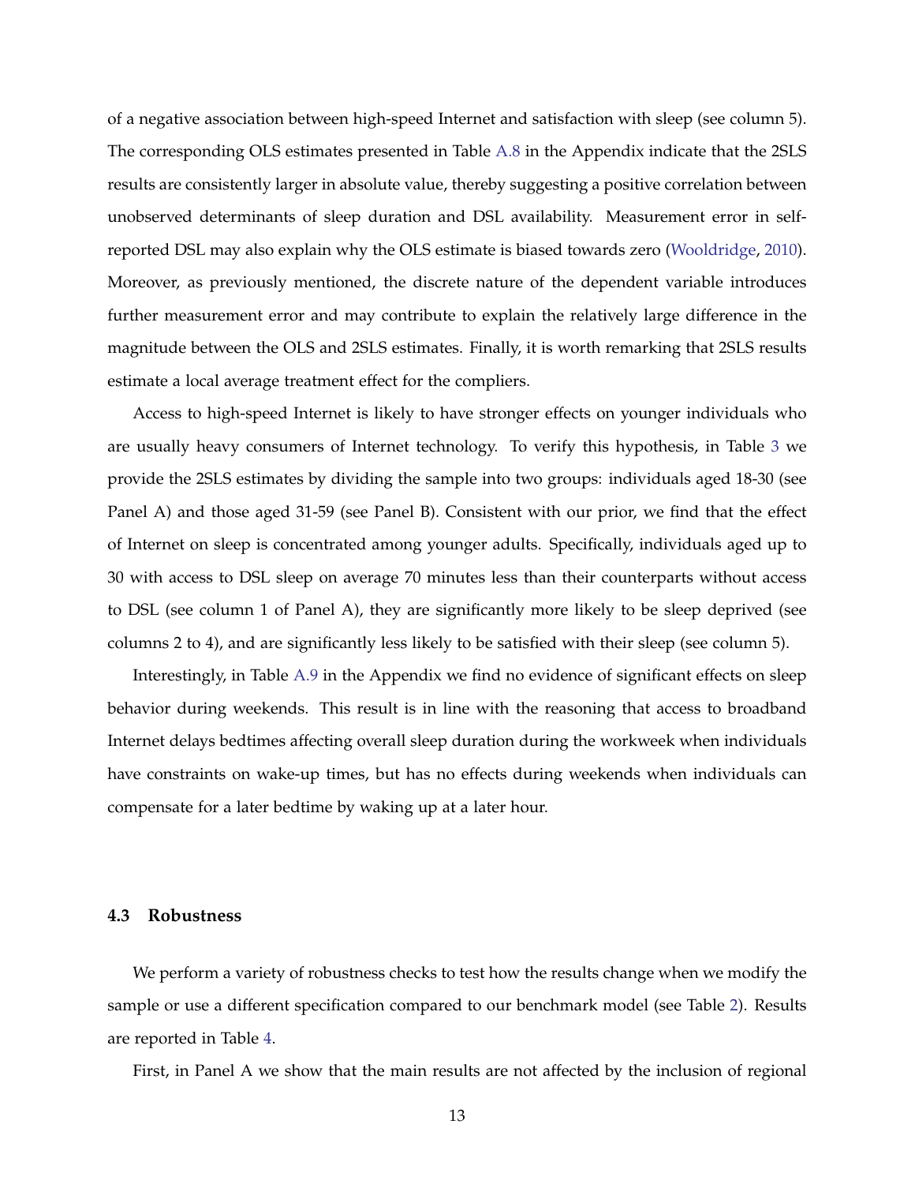of a negative association between high-speed Internet and satisfaction with sleep (see column 5). The corresponding OLS estimates presented in Table A.8 in the Appendix indicate that the 2SLS results are consistently larger in absolute value, thereby suggesting a positive correlation between unobserved determinants of sleep duration and DSL availability. Measurement error in self-reported DSL may also explain why the OLS estimate is biased towards zero (Wooldridge, 2010). Moreover, as previously mentioned, the discrete nature of the dependent variable introduces further measurement error and may contribute to explain the relatively large difference in the magnitude between the OLS and 2SLS estimates. Finally, it is worth remarking that 2SLS results estimate a local average treatment effect for the compliers.

Access to high-speed Internet is likely to have stronger effects on younger individuals who are usually heavy consumers of Internet technology. To verify this hypothesis, in Table 3 we provide the 2SLS estimates by dividing the sample into two groups: individuals aged 18-30 (see Panel A) and those aged 31-59 (see Panel B). Consistent with our prior, we find that the effect of Internet on sleep is concentrated among younger adults. Specifically, individuals aged up to 30 with access to DSL sleep on average 70 minutes less than their counterparts without access to DSL (see column 1 of Panel A), they are significantly more likely to be sleep deprived (see columns 2 to 4), and are significantly less likely to be satisfied with their sleep (see column 5).

Interestingly, in Table A.9 in the Appendix we find no evidence of significant effects on sleep behavior during weekends. This result is in line with the reasoning that access to broadband Internet delays bedtimes affecting overall sleep duration during the workweek when individuals have constraints on wake-up times, but has no effects during weekends when individuals can compensate for a later bedtime by waking up at a later hour.

### 4.3 Robustness

We perform a variety of robustness checks to test how the results change when we modify the sample or use a different specification compared to our benchmark model (see Table 2). Results are reported in Table 4.

First, in Panel A we show that the main results are not affected by the inclusion of regional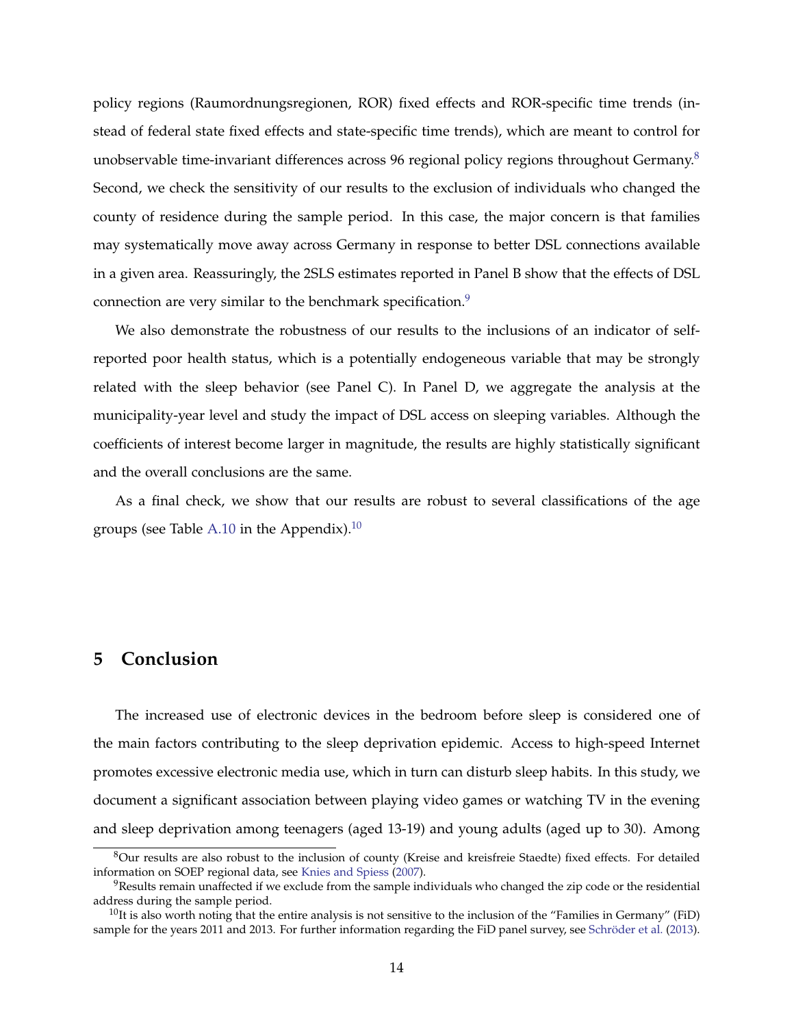policy regions (Raumordnungsregionen, ROR) fixed effects and ROR-specific time trends (instead of federal state fixed effects and state-specific time trends), which are meant to control for unobservable time-invariant differences across 96 regional policy regions throughout Germany.[8] Second, we check the sensitivity of our results to the exclusion of individuals who changed the county of residence during the sample period. In this case, the major concern is that families may systematically move away across Germany in response to better DSL connections available in a given area. Reassuringly, the 2SLS estimates reported in Panel B show that the effects of DSL connection are very similar to the benchmark specification.[9]

We also demonstrate the robustness of our results to the inclusions of an indicator of self-reported poor health status, which is a potentially endogeneous variable that may be strongly related with the sleep behavior (see Panel C). In Panel D, we aggregate the analysis at the municipality-year level and study the impact of DSL access on sleeping variables. Although the coefficients of interest become larger in magnitude, the results are highly statistically significant and the overall conclusions are the same.

As a final check, we show that our results are robust to several classifications of the age groups (see Table A.10 in the Appendix).[10]

## 5 Conclusion

The increased use of electronic devices in the bedroom before sleep is considered one of the main factors contributing to the sleep deprivation epidemic. Access to high-speed Internet promotes excessive electronic media use, which in turn can disturb sleep habits. In this study, we document a significant association between playing video games or watching TV in the evening and sleep deprivation among teenagers (aged 13-19) and young adults (aged up to 30). Among

---

[8] Our results are also robust to the inclusion of county (Kreise and kreisfreie Staedte) fixed effects. For detailed information on SOEP regional data, see Knies and Spiess (2007).

[9] Results remain unaffected if we exclude from the sample individuals who changed the zip code or the residential address during the sample period.

[10] It is also worth noting that the entire analysis is not sensitive to the inclusion of the "Families in Germany" (FiD) sample for the years 2011 and 2013. For further information regarding the FiD panel survey, see Schröder et al. (2013).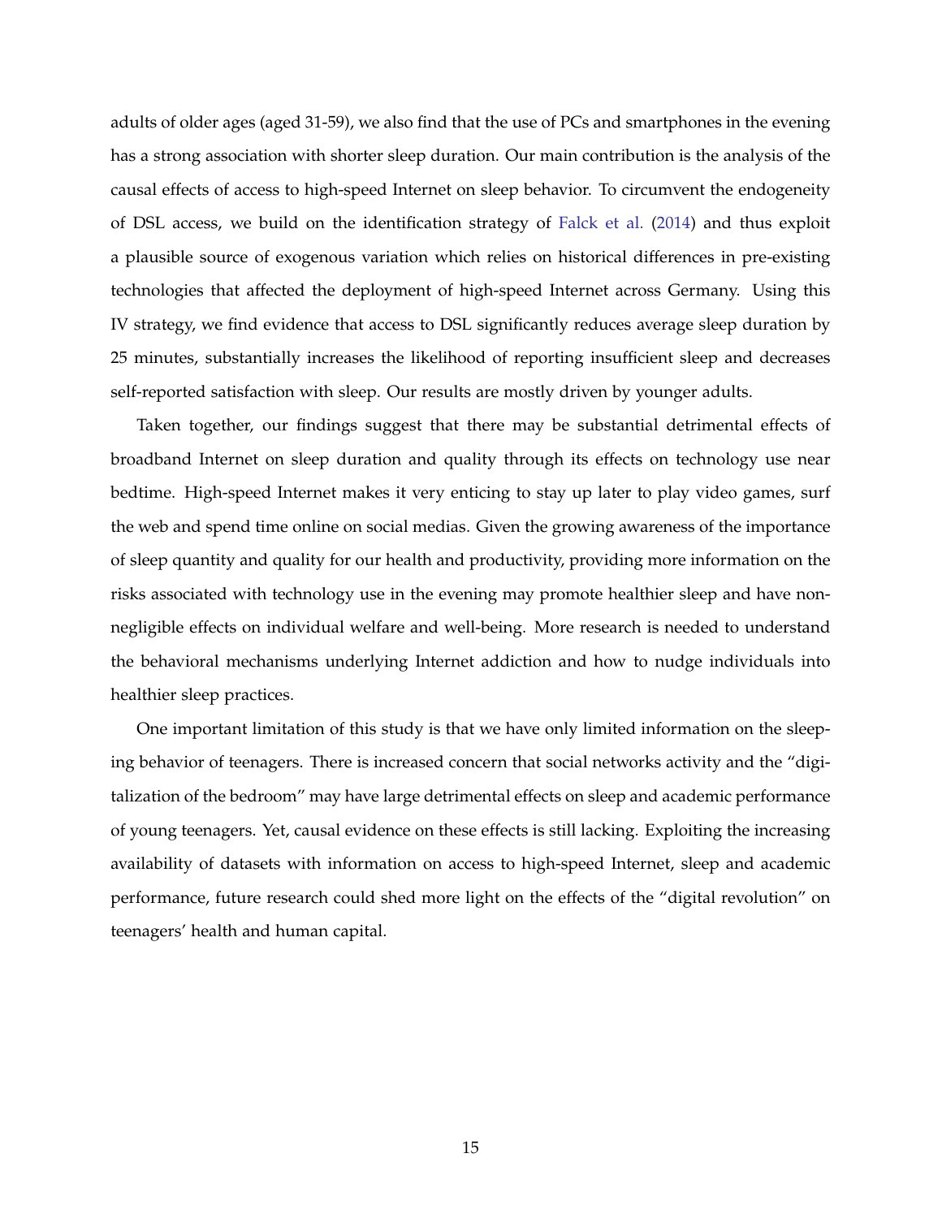adults of older ages (aged 31-59), we also find that the use of PCs and smartphones in the evening has a strong association with shorter sleep duration. Our main contribution is the analysis of the causal effects of access to high-speed Internet on sleep behavior. To circumvent the endogeneity of DSL access, we build on the identification strategy of Falck et al. (2014) and thus exploit a plausible source of exogenous variation which relies on historical differences in pre-existing technologies that affected the deployment of high-speed Internet across Germany. Using this IV strategy, we find evidence that access to DSL significantly reduces average sleep duration by 25 minutes, substantially increases the likelihood of reporting insufficient sleep and decreases self-reported satisfaction with sleep. Our results are mostly driven by younger adults.

Taken together, our findings suggest that there may be substantial detrimental effects of broadband Internet on sleep duration and quality through its effects on technology use near bedtime. High-speed Internet makes it very enticing to stay up later to play video games, surf the web and spend time online on social medias. Given the growing awareness of the importance of sleep quantity and quality for our health and productivity, providing more information on the risks associated with technology use in the evening may promote healthier sleep and have non-negligible effects on individual welfare and well-being. More research is needed to understand the behavioral mechanisms underlying Internet addiction and how to nudge individuals into healthier sleep practices.

One important limitation of this study is that we have only limited information on the sleeping behavior of teenagers. There is increased concern that social networks activity and the "digitalization of the bedroom" may have large detrimental effects on sleep and academic performance of young teenagers. Yet, causal evidence on these effects is still lacking. Exploiting the increasing availability of datasets with information on access to high-speed Internet, sleep and academic performance, future research could shed more light on the effects of the "digital revolution" on teenagers' health and human capital.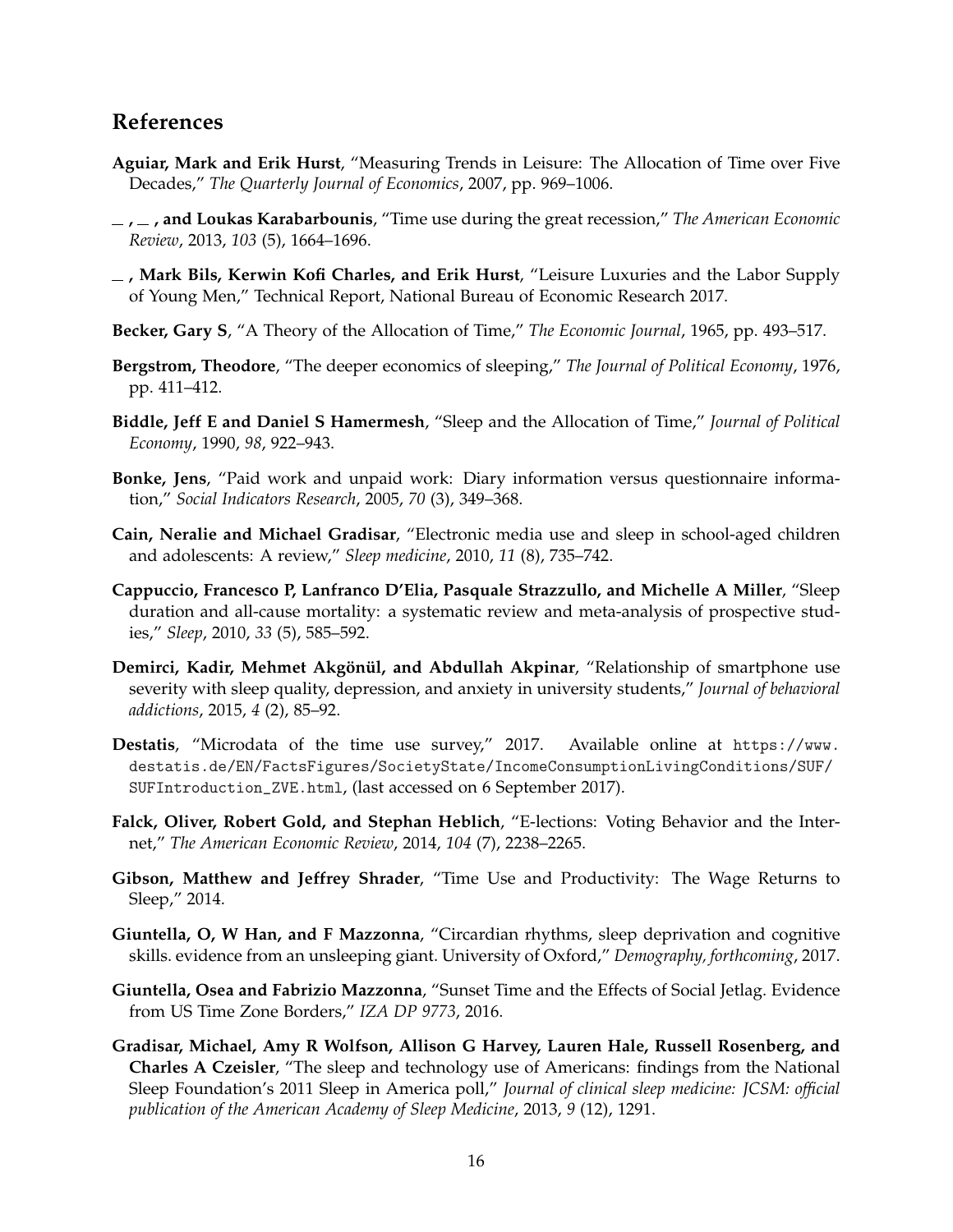## References

**Aguiar, Mark and Erik Hurst**, "Measuring Trends in Leisure: The Allocation of Time over Five Decades," *The Quarterly Journal of Economics*, 2007, pp. 969–1006.

**\_ , \_ , and Loukas Karabarbounis**, "Time use during the great recession," *The American Economic Review*, 2013, *103* (5), 1664–1696.

**\_ , Mark Bils, Kerwin Kofi Charles, and Erik Hurst**, "Leisure Luxuries and the Labor Supply of Young Men," Technical Report, National Bureau of Economic Research 2017.

**Becker, Gary S**, "A Theory of the Allocation of Time," *The Economic Journal*, 1965, pp. 493–517.

**Bergstrom, Theodore**, "The deeper economics of sleeping," *The Journal of Political Economy*, 1976, pp. 411–412.

**Biddle, Jeff E and Daniel S Hamermesh**, "Sleep and the Allocation of Time," *Journal of Political Economy*, 1990, *98*, 922–943.

**Bonke, Jens**, "Paid work and unpaid work: Diary information versus questionnaire information," *Social Indicators Research*, 2005, *70* (3), 349–368.

**Cain, Neralie and Michael Gradisar**, "Electronic media use and sleep in school-aged children and adolescents: A review," *Sleep medicine*, 2010, *11* (8), 735–742.

**Cappuccio, Francesco P, Lanfranco D'Elia, Pasquale Strazzullo, and Michelle A Miller**, "Sleep duration and all-cause mortality: a systematic review and meta-analysis of prospective studies," *Sleep*, 2010, *33* (5), 585–592.

**Demirci, Kadir, Mehmet Akgönül, and Abdullah Akpinar**, "Relationship of smartphone use severity with sleep quality, depression, and anxiety in university students," *Journal of behavioral addictions*, 2015, *4* (2), 85–92.

**Destatis**, "Microdata of the time use survey," 2017. Available online at https://www.destatis.de/EN/FactsFigures/SocietyState/IncomeConsumptionLivingConditions/SUF/SUFIntroduction_ZVE.html, (last accessed on 6 September 2017).

**Falck, Oliver, Robert Gold, and Stephan Heblich**, "E-lections: Voting Behavior and the Internet," *The American Economic Review*, 2014, *104* (7), 2238–2265.

**Gibson, Matthew and Jeffrey Shrader**, "Time Use and Productivity: The Wage Returns to Sleep," 2014.

**Giuntella, O, W Han, and F Mazzonna**, "Circardian rhythms, sleep deprivation and cognitive skills. evidence from an unsleeping giant. University of Oxford," *Demography, forthcoming*, 2017.

**Giuntella, Osea and Fabrizio Mazzonna**, "Sunset Time and the Effects of Social Jetlag. Evidence from US Time Zone Borders," *IZA DP 9773*, 2016.

**Gradisar, Michael, Amy R Wolfson, Allison G Harvey, Lauren Hale, Russell Rosenberg, and Charles A Czeisler**, "The sleep and technology use of Americans: findings from the National Sleep Foundation's 2011 Sleep in America poll," *Journal of clinical sleep medicine: JCSM: official publication of the American Academy of Sleep Medicine*, 2013, *9* (12), 1291.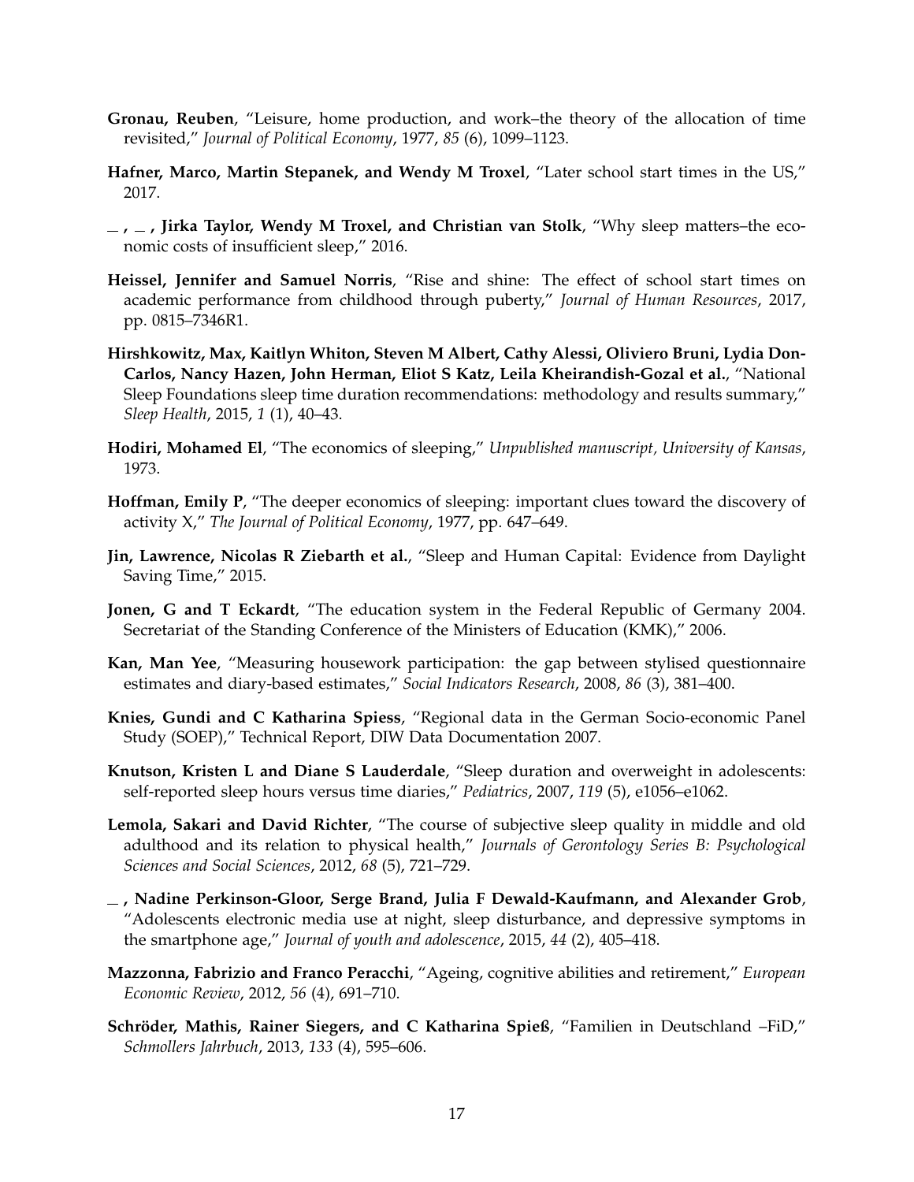**Gronau, Reuben**, "Leisure, home production, and work–the theory of the allocation of time revisited," *Journal of Political Economy*, 1977, *85* (6), 1099–1123.

**Hafner, Marco, Martin Stepanek, and Wendy M Troxel**, "Later school start times in the US," 2017.

**_ , _ , Jirka Taylor, Wendy M Troxel, and Christian van Stolk**, "Why sleep matters–the economic costs of insufficient sleep," 2016.

**Heissel, Jennifer and Samuel Norris**, "Rise and shine: The effect of school start times on academic performance from childhood through puberty," *Journal of Human Resources*, 2017, pp. 0815–7346R1.

**Hirshkowitz, Max, Kaitlyn Whiton, Steven M Albert, Cathy Alessi, Oliviero Bruni, Lydia DonCarlos, Nancy Hazen, John Herman, Eliot S Katz, Leila Kheirandish-Gozal et al.**, "National Sleep Foundations sleep time duration recommendations: methodology and results summary," *Sleep Health*, 2015, *1* (1), 40–43.

**Hodiri, Mohamed El**, "The economics of sleeping," *Unpublished manuscript, University of Kansas*, 1973.

**Hoffman, Emily P**, "The deeper economics of sleeping: important clues toward the discovery of activity X," *The Journal of Political Economy*, 1977, pp. 647–649.

**Jin, Lawrence, Nicolas R Ziebarth et al.**, "Sleep and Human Capital: Evidence from Daylight Saving Time," 2015.

**Jonen, G and T Eckardt**, "The education system in the Federal Republic of Germany 2004. Secretariat of the Standing Conference of the Ministers of Education (KMK)," 2006.

**Kan, Man Yee**, "Measuring housework participation: the gap between stylised questionnaire estimates and diary-based estimates," *Social Indicators Research*, 2008, *86* (3), 381–400.

**Knies, Gundi and C Katharina Spiess**, "Regional data in the German Socio-economic Panel Study (SOEP)," Technical Report, DIW Data Documentation 2007.

**Knutson, Kristen L and Diane S Lauderdale**, "Sleep duration and overweight in adolescents: self-reported sleep hours versus time diaries," *Pediatrics*, 2007, *119* (5), e1056–e1062.

**Lemola, Sakari and David Richter**, "The course of subjective sleep quality in middle and old adulthood and its relation to physical health," *Journals of Gerontology Series B: Psychological Sciences and Social Sciences*, 2012, *68* (5), 721–729.

**_ , Nadine Perkinson-Gloor, Serge Brand, Julia F Dewald-Kaufmann, and Alexander Grob**, "Adolescents electronic media use at night, sleep disturbance, and depressive symptoms in the smartphone age," *Journal of youth and adolescence*, 2015, *44* (2), 405–418.

**Mazzonna, Fabrizio and Franco Peracchi**, "Ageing, cognitive abilities and retirement," *European Economic Review*, 2012, *56* (4), 691–710.

**Schröder, Mathis, Rainer Siegers, and C Katharina Spieß**, "Familien in Deutschland –FiD," *Schmollers Jahrbuch*, 2013, *133* (4), 595–606.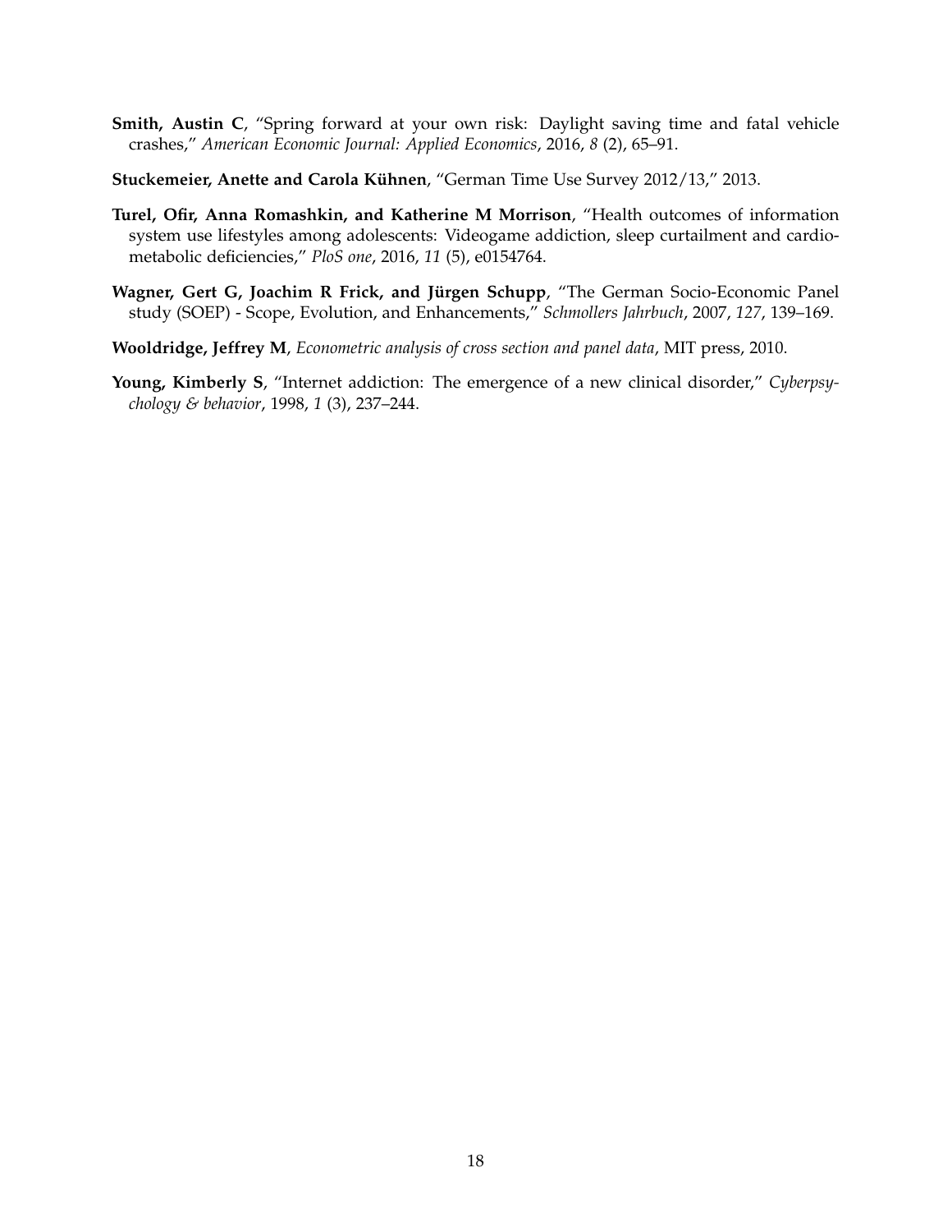**Smith, Austin C**, "Spring forward at your own risk: Daylight saving time and fatal vehicle crashes," *American Economic Journal: Applied Economics*, 2016, *8* (2), 65–91.

**Stuckemeier, Anette and Carola Kühnen**, "German Time Use Survey 2012/13," 2013.

**Turel, Ofir, Anna Romashkin, and Katherine M Morrison**, "Health outcomes of information system use lifestyles among adolescents: Videogame addiction, sleep curtailment and cardio-metabolic deficiencies," *PloS one*, 2016, *11* (5), e0154764.

**Wagner, Gert G, Joachim R Frick, and Jürgen Schupp**, "The German Socio-Economic Panel study (SOEP) - Scope, Evolution, and Enhancements," *Schmollers Jahrbuch*, 2007, *127*, 139–169.

**Wooldridge, Jeffrey M**, *Econometric analysis of cross section and panel data*, MIT press, 2010.

**Young, Kimberly S**, "Internet addiction: The emergence of a new clinical disorder," *Cyberpsychology & behavior*, 1998, *1* (3), 237–244.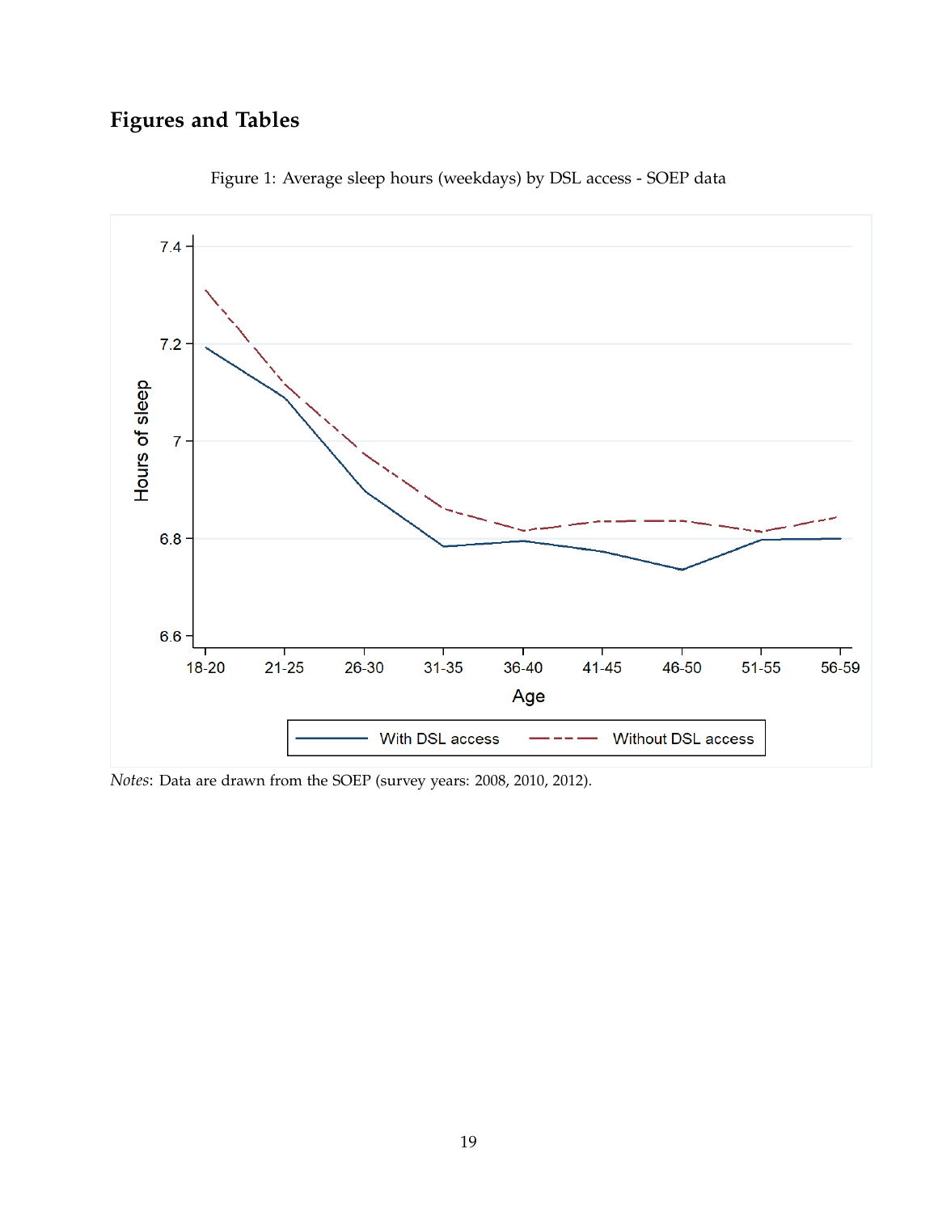# Figures and Tables

Figure 1: Average sleep hours (weekdays) by DSL access - SOEP data

*Notes*: Data are drawn from the SOEP (survey years: 2008, 2010, 2012).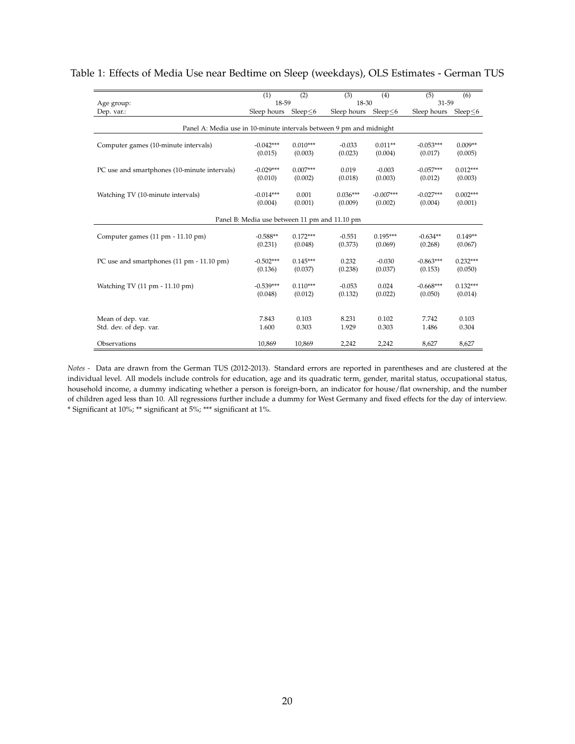Table 1: Effects of Media Use near Bedtime on Sleep (weekdays), OLS Estimates - German TUS

| | (1) | (2) | (3) | (4) | (5) | (6) |
|---|---|---|---|---|---|---|
| Age group: | 18-59 | | 18-30 | | 31-59 | |
| Dep. var.: | Sleep hours | Sleep≤6 | Sleep hours | Sleep≤6 | Sleep hours | Sleep≤6 |
| **Panel A: Media use in 10-minute intervals between 9 pm and midnight** | | | | | | |
| Computer games (10-minute intervals) | -0.042*** | 0.010*** | -0.033 | 0.011** | -0.053*** | 0.009** |
| | (0.015) | (0.003) | (0.023) | (0.004) | (0.017) | (0.005) |
| PC use and smartphones (10-minute intervals) | -0.029*** | 0.007*** | 0.019 | -0.003 | -0.057*** | 0.012*** |
| | (0.010) | (0.002) | (0.018) | (0.003) | (0.012) | (0.003) |
| Watching TV (10-minute intervals) | -0.014*** | 0.001 | 0.036*** | -0.007*** | -0.027*** | 0.002*** |
| | (0.004) | (0.001) | (0.009) | (0.002) | (0.004) | (0.001) |
| **Panel B: Media use between 11 pm and 11.10 pm** | | | | | | |
| Computer games (11 pm - 11.10 pm) | -0.588** | 0.172*** | -0.551 | 0.195*** | -0.634** | 0.149** |
| | (0.231) | (0.048) | (0.373) | (0.069) | (0.268) | (0.067) |
| PC use and smartphones (11 pm - 11.10 pm) | -0.502*** | 0.145*** | 0.232 | -0.030 | -0.863*** | 0.232*** |
| | (0.136) | (0.037) | (0.238) | (0.037) | (0.153) | (0.050) |
| Watching TV (11 pm - 11.10 pm) | -0.539*** | 0.110*** | -0.053 | 0.024 | -0.668*** | 0.132*** |
| | (0.048) | (0.012) | (0.132) | (0.022) | (0.050) | (0.014) |
| Mean of dep. var. | 7.843 | 0.103 | 8.231 | 0.102 | 7.742 | 0.103 |
| Std. dev. of dep. var. | 1.600 | 0.303 | 1.929 | 0.303 | 1.486 | 0.304 |
| Observations | 10,869 | 10,869 | 2,242 | 2,242 | 8,627 | 8,627 |

*Notes -* Data are drawn from the German TUS (2012-2013). Standard errors are reported in parentheses and are clustered at the individual level. All models include controls for education, age and its quadratic term, gender, marital status, occupational status, household income, a dummy indicating whether a person is foreign-born, an indicator for house/flat ownership, and the number of children aged less than 10. All regressions further include a dummy for West Germany and fixed effects for the day of interview. * Significant at 10%; ** significant at 5%; *** significant at 1%.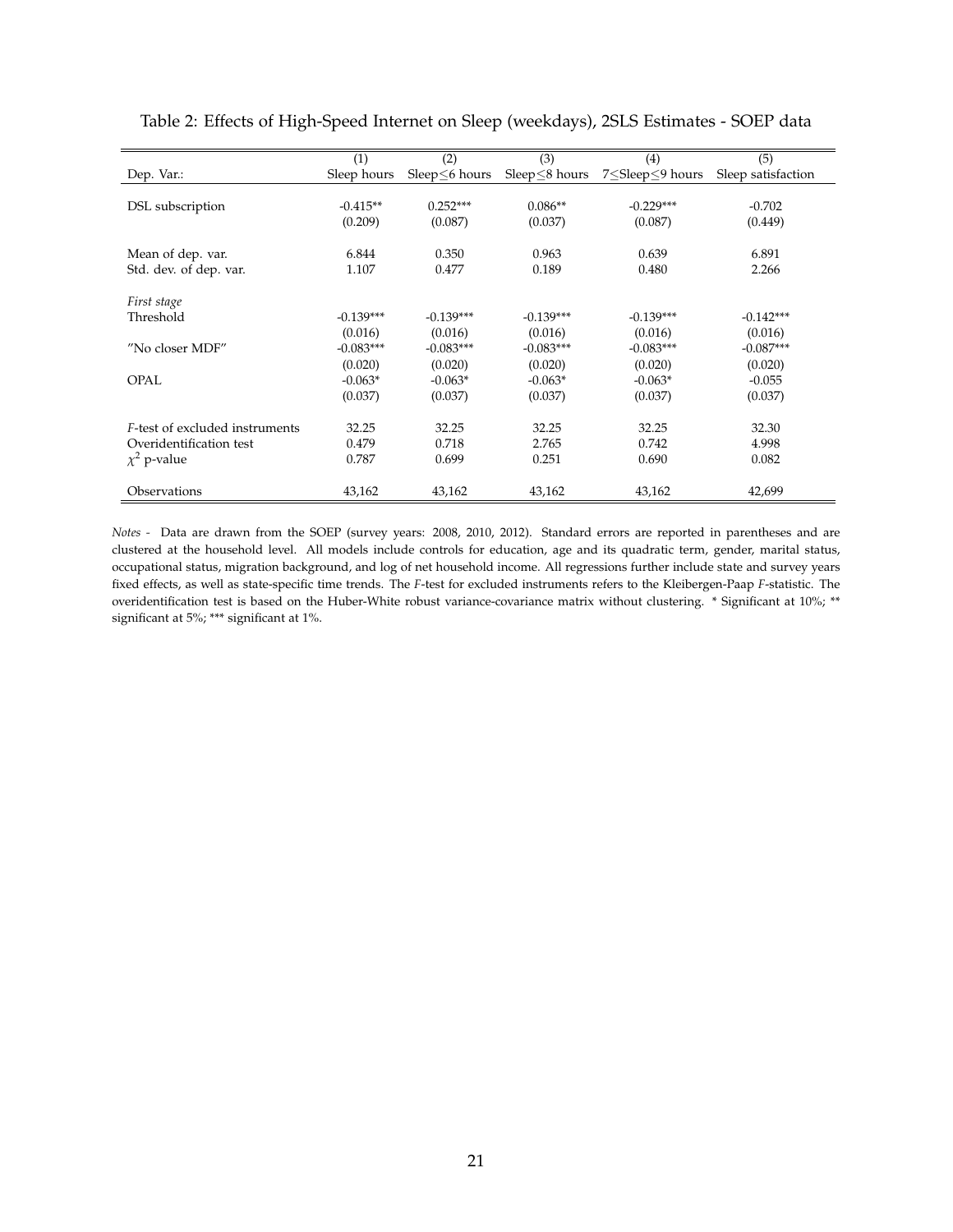Table 2: Effects of High-Speed Internet on Sleep (weekdays), 2SLS Estimates - SOEP data

| | (1) | (2) | (3) | (4) | (5) |
|---|---|---|---|---|---|
| Dep. Var.: | Sleep hours | Sleep≤6 hours | Sleep≤8 hours | 7≤Sleep≤9 hours | Sleep satisfaction |
| DSL subscription | -0.415** | 0.252*** | 0.086** | -0.229*** | -0.702 |
| | (0.209) | (0.087) | (0.037) | (0.087) | (0.449) |
| Mean of dep. var. | 6.844 | 0.350 | 0.963 | 0.639 | 6.891 |
| Std. dev. of dep. var. | 1.107 | 0.477 | 0.189 | 0.480 | 2.266 |
| *First stage* | | | | | |
| Threshold | -0.139*** | -0.139*** | -0.139*** | -0.139*** | -0.142*** |
| | (0.016) | (0.016) | (0.016) | (0.016) | (0.016) |
| "No closer MDF" | -0.083*** | -0.083*** | -0.083*** | -0.083*** | -0.087*** |
| | (0.020) | (0.020) | (0.020) | (0.020) | (0.020) |
| OPAL | -0.063* | -0.063* | -0.063* | -0.063* | -0.055 |
| | (0.037) | (0.037) | (0.037) | (0.037) | (0.037) |
| *F*-test of excluded instruments | 32.25 | 32.25 | 32.25 | 32.25 | 32.30 |
| Overidentification test | 0.479 | 0.718 | 2.765 | 0.742 | 4.998 |
| $\chi^2$ p-value | 0.787 | 0.699 | 0.251 | 0.690 | 0.082 |
| Observations | 43,162 | 43,162 | 43,162 | 43,162 | 42,699 |

*Notes -* Data are drawn from the SOEP (survey years: 2008, 2010, 2012). Standard errors are reported in parentheses and are clustered at the household level. All models include controls for education, age and its quadratic term, gender, marital status, occupational status, migration background, and log of net household income. All regressions further include state and survey years fixed effects, as well as state-specific time trends. The *F*-test for excluded instruments refers to the Kleibergen-Paap *F*-statistic. The overidentification test is based on the Huber-White robust variance-covariance matrix without clustering. * Significant at 10%; ** significant at 5%; *** significant at 1%.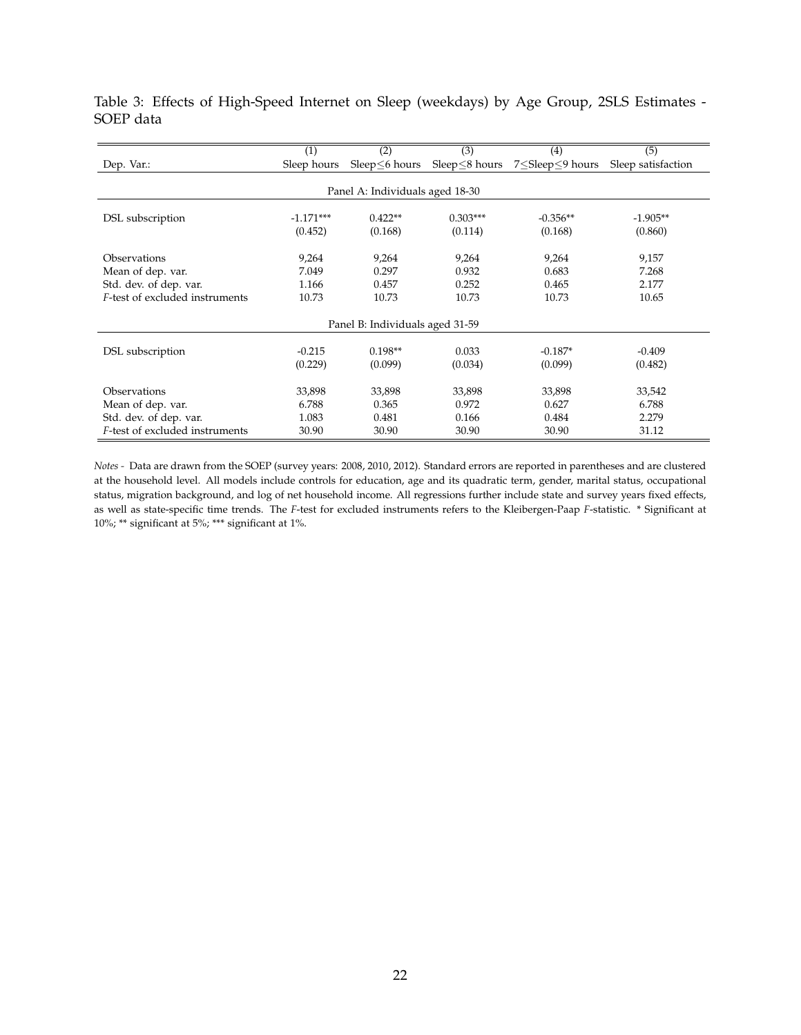Table 3: Effects of High-Speed Internet on Sleep (weekdays) by Age Group, 2SLS Estimates - SOEP data

| | (1) | (2) | (3) | (4) | (5) |
|---|---|---|---|---|---|
| Dep. Var.: | Sleep hours | Sleep≤6 hours | Sleep≤8 hours | 7≤Sleep≤9 hours | Sleep satisfaction |
| | | | Panel A: Individuals aged 18-30 | | |
| DSL subscription | -1.171*** | 0.422** | 0.303*** | -0.356** | -1.905** |
| | (0.452) | (0.168) | (0.114) | (0.168) | (0.860) |
| Observations | 9,264 | 9,264 | 9,264 | 9,264 | 9,157 |
| Mean of dep. var. | 7.049 | 0.297 | 0.932 | 0.683 | 7.268 |
| Std. dev. of dep. var. | 1.166 | 0.457 | 0.252 | 0.465 | 2.177 |
| *F*-test of excluded instruments | 10.73 | 10.73 | 10.73 | 10.73 | 10.65 |
| | | | Panel B: Individuals aged 31-59 | | |
| DSL subscription | -0.215 | 0.198** | 0.033 | -0.187* | -0.409 |
| | (0.229) | (0.099) | (0.034) | (0.099) | (0.482) |
| Observations | 33,898 | 33,898 | 33,898 | 33,898 | 33,542 |
| Mean of dep. var. | 6.788 | 0.365 | 0.972 | 0.627 | 6.788 |
| Std. dev. of dep. var. | 1.083 | 0.481 | 0.166 | 0.484 | 2.279 |
| *F*-test of excluded instruments | 30.90 | 30.90 | 30.90 | 30.90 | 31.12 |

*Notes -* Data are drawn from the SOEP (survey years: 2008, 2010, 2012). Standard errors are reported in parentheses and are clustered at the household level. All models include controls for education, age and its quadratic term, gender, marital status, occupational status, migration background, and log of net household income. All regressions further include state and survey years fixed effects, as well as state-specific time trends. The *F*-test for excluded instruments refers to the Kleibergen-Paap *F*-statistic. * Significant at 10%; ** significant at 5%; *** significant at 1%.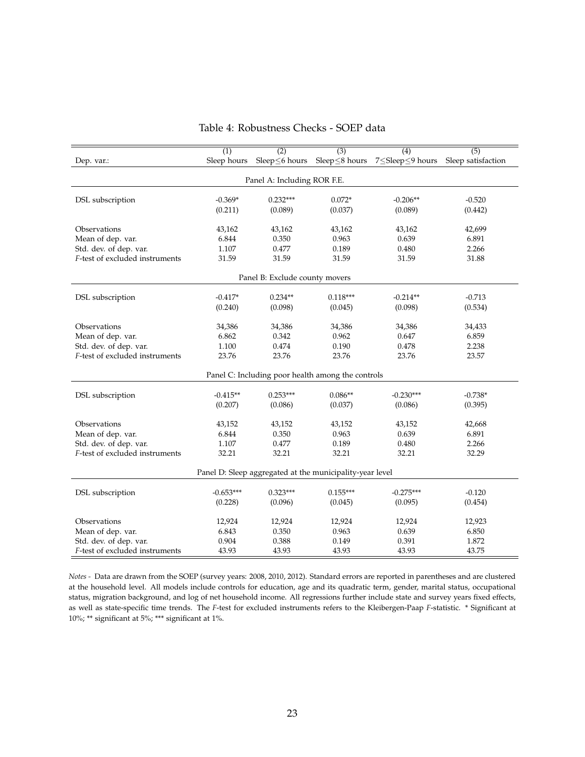Table 4: Robustness Checks - SOEP data

| Dep. var.: | (1)<br>Sleep hours | (2)<br>Sleep≤6 hours | (3)<br>Sleep≤8 hours | (4)<br>7≤Sleep≤9 hours | (5)<br>Sleep satisfaction |
|---|---|---|---|---|---|
| | | **Panel A: Including ROR F.E.** | | | |
| DSL subscription | -0.369* | 0.232*** | 0.072* | -0.206** | -0.520 |
| | (0.211) | (0.089) | (0.037) | (0.089) | (0.442) |
| Observations | 43,162 | 43,162 | 43,162 | 43,162 | 42,699 |
| Mean of dep. var. | 6.844 | 0.350 | 0.963 | 0.639 | 6.891 |
| Std. dev. of dep. var. | 1.107 | 0.477 | 0.189 | 0.480 | 2.266 |
| *F*-test of excluded instruments | 31.59 | 31.59 | 31.59 | 31.59 | 31.88 |
| | | **Panel B: Exclude county movers** | | | |
| DSL subscription | -0.417* | 0.234** | 0.118*** | -0.214** | -0.713 |
| | (0.240) | (0.098) | (0.045) | (0.098) | (0.534) |
| Observations | 34,386 | 34,386 | 34,386 | 34,386 | 34,433 |
| Mean of dep. var. | 6.862 | 0.342 | 0.962 | 0.647 | 6.859 |
| Std. dev. of dep. var. | 1.100 | 0.474 | 0.190 | 0.478 | 2.238 |
| *F*-test of excluded instruments | 23.76 | 23.76 | 23.76 | 23.76 | 23.57 |
| | | **Panel C: Including poor health among the controls** | | | |
| DSL subscription | -0.415** | 0.253*** | 0.086** | -0.230*** | -0.738* |
| | (0.207) | (0.086) | (0.037) | (0.086) | (0.395) |
| Observations | 43,152 | 43,152 | 43,152 | 43,152 | 42,668 |
| Mean of dep. var. | 6.844 | 0.350 | 0.963 | 0.639 | 6.891 |
| Std. dev. of dep. var. | 1.107 | 0.477 | 0.189 | 0.480 | 2.266 |
| *F*-test of excluded instruments | 32.21 | 32.21 | 32.21 | 32.21 | 32.29 |
| | | **Panel D: Sleep aggregated at the municipality-year level** | | | |
| DSL subscription | -0.653*** | 0.323*** | 0.155*** | -0.275*** | -0.120 |
| | (0.228) | (0.096) | (0.045) | (0.095) | (0.454) |
| Observations | 12,924 | 12,924 | 12,924 | 12,924 | 12,923 |
| Mean of dep. var. | 6.843 | 0.350 | 0.963 | 0.639 | 6.850 |
| Std. dev. of dep. var. | 0.904 | 0.388 | 0.149 | 0.391 | 1.872 |
| *F*-test of excluded instruments | 43.93 | 43.93 | 43.93 | 43.93 | 43.75 |

*Notes* - Data are drawn from the SOEP (survey years: 2008, 2010, 2012). Standard errors are reported in parentheses and are clustered at the household level. All models include controls for education, age and its quadratic term, gender, marital status, occupational status, migration background, and log of net household income. All regressions further include state and survey years fixed effects, as well as state-specific time trends. The *F*-test for excluded instruments refers to the Kleibergen-Paap *F*-statistic. * Significant at 10%; ** significant at 5%; *** significant at 1%.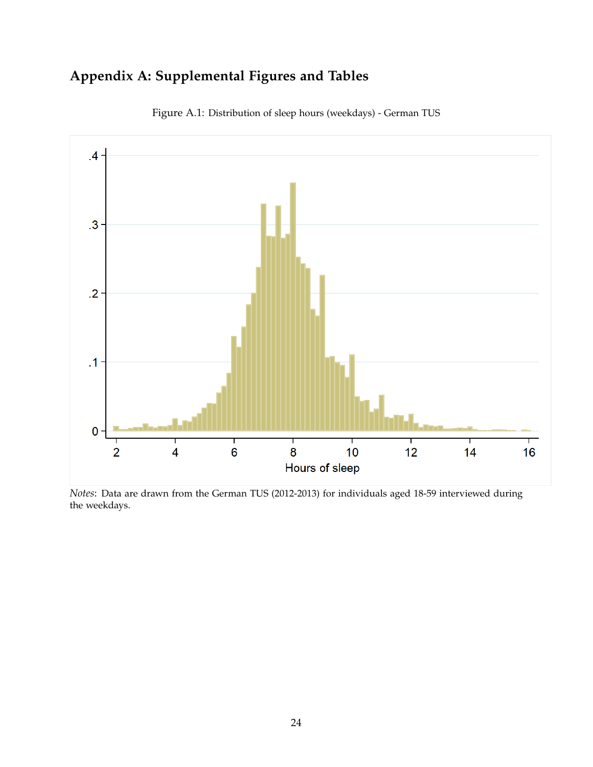# Appendix A: Supplemental Figures and Tables

Figure A.1: Distribution of sleep hours (weekdays) - German TUS

*Notes*: Data are drawn from the German TUS (2012-2013) for individuals aged 18-59 interviewed during the weekdays.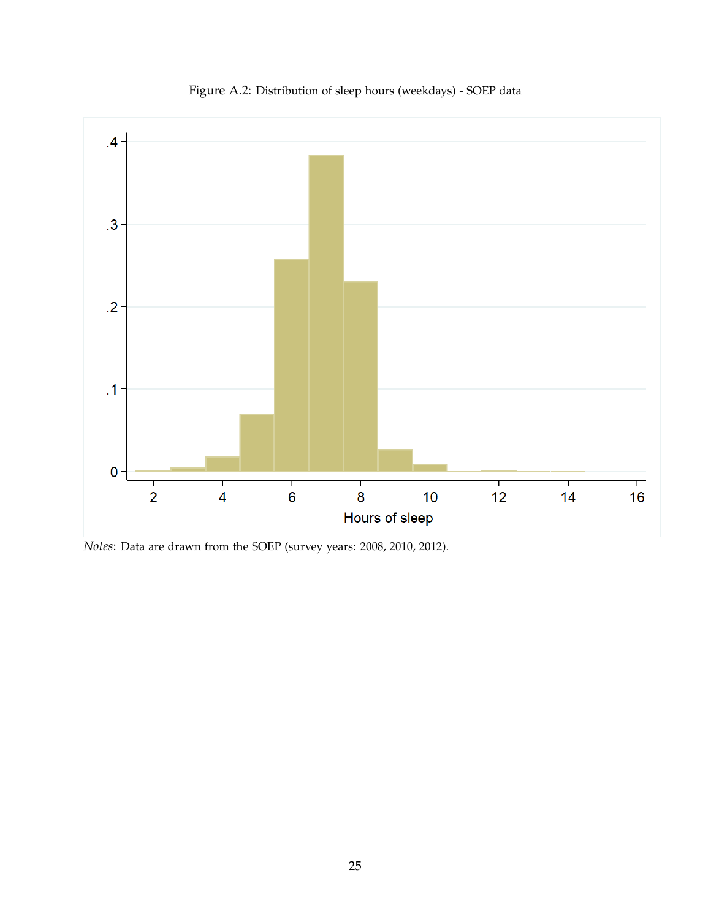Figure A.2: Distribution of sleep hours (weekdays) - SOEP data

*Notes*: Data are drawn from the SOEP (survey years: 2008, 2010, 2012).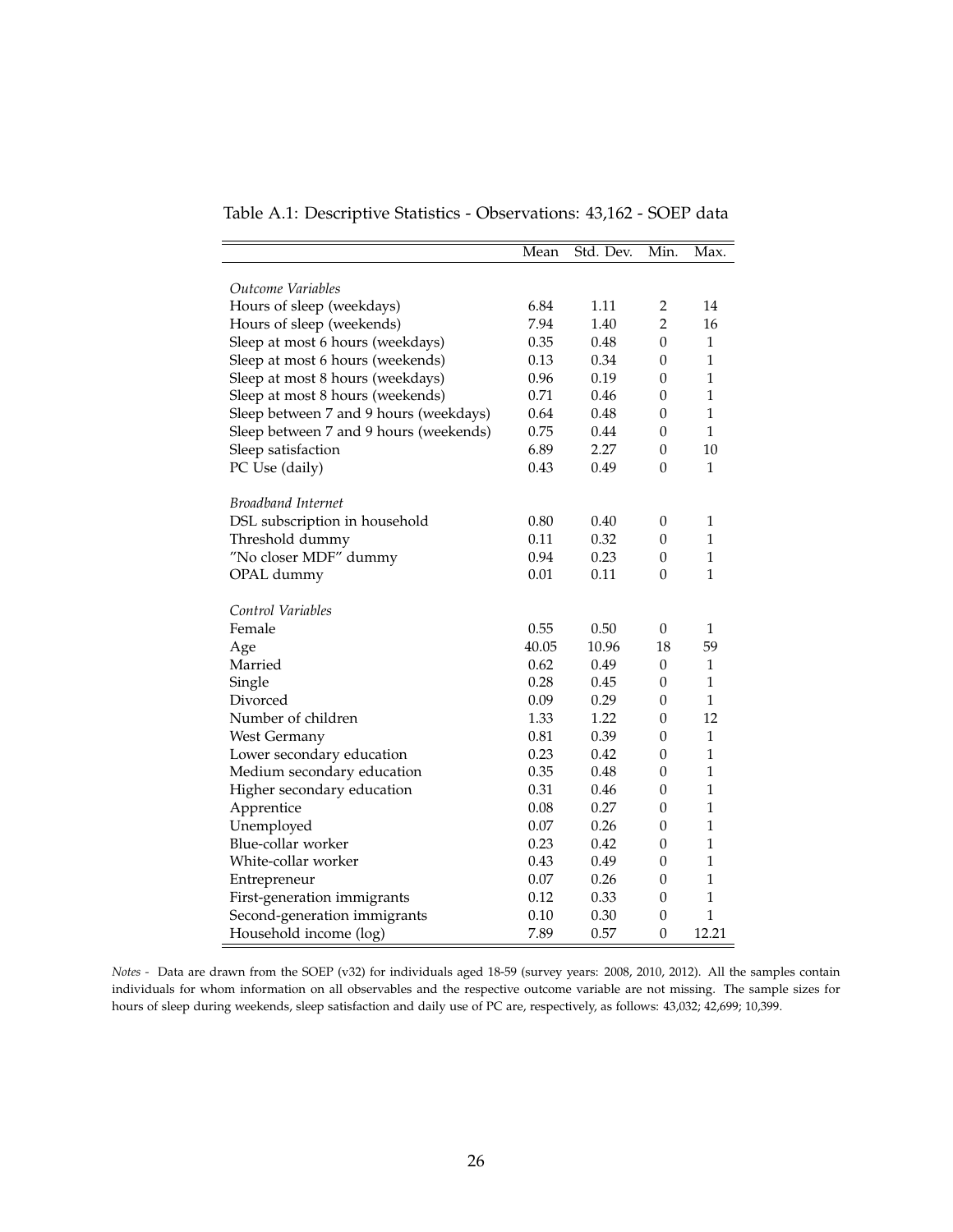Table A.1: Descriptive Statistics - Observations: 43,162 - SOEP data

| | Mean | Std. Dev. | Min. | Max. |
|---|---|---|---|---|
| *Outcome Variables* | | | | |
| Hours of sleep (weekdays) | 6.84 | 1.11 | 2 | 14 |
| Hours of sleep (weekends) | 7.94 | 1.40 | 2 | 16 |
| Sleep at most 6 hours (weekdays) | 0.35 | 0.48 | 0 | 1 |
| Sleep at most 6 hours (weekends) | 0.13 | 0.34 | 0 | 1 |
| Sleep at most 8 hours (weekdays) | 0.96 | 0.19 | 0 | 1 |
| Sleep at most 8 hours (weekends) | 0.71 | 0.46 | 0 | 1 |
| Sleep between 7 and 9 hours (weekdays) | 0.64 | 0.48 | 0 | 1 |
| Sleep between 7 and 9 hours (weekends) | 0.75 | 0.44 | 0 | 1 |
| Sleep satisfaction | 6.89 | 2.27 | 0 | 10 |
| PC Use (daily) | 0.43 | 0.49 | 0 | 1 |
| *Broadband Internet* | | | | |
| DSL subscription in household | 0.80 | 0.40 | 0 | 1 |
| Threshold dummy | 0.11 | 0.32 | 0 | 1 |
| "No closer MDF" dummy | 0.94 | 0.23 | 0 | 1 |
| OPAL dummy | 0.01 | 0.11 | 0 | 1 |
| *Control Variables* | | | | |
| Female | 0.55 | 0.50 | 0 | 1 |
| Age | 40.05 | 10.96 | 18 | 59 |
| Married | 0.62 | 0.49 | 0 | 1 |
| Single | 0.28 | 0.45 | 0 | 1 |
| Divorced | 0.09 | 0.29 | 0 | 1 |
| Number of children | 1.33 | 1.22 | 0 | 12 |
| West Germany | 0.81 | 0.39 | 0 | 1 |
| Lower secondary education | 0.23 | 0.42 | 0 | 1 |
| Medium secondary education | 0.35 | 0.48 | 0 | 1 |
| Higher secondary education | 0.31 | 0.46 | 0 | 1 |
| Apprentice | 0.08 | 0.27 | 0 | 1 |
| Unemployed | 0.07 | 0.26 | 0 | 1 |
| Blue-collar worker | 0.23 | 0.42 | 0 | 1 |
| White-collar worker | 0.43 | 0.49 | 0 | 1 |
| Entrepreneur | 0.07 | 0.26 | 0 | 1 |
| First-generation immigrants | 0.12 | 0.33 | 0 | 1 |
| Second-generation immigrants | 0.10 | 0.30 | 0 | 1 |
| Household income (log) | 7.89 | 0.57 | 0 | 12.21 |

*Notes -* Data are drawn from the SOEP (v32) for individuals aged 18-59 (survey years: 2008, 2010, 2012). All the samples contain individuals for whom information on all observables and the respective outcome variable are not missing. The sample sizes for hours of sleep during weekends, sleep satisfaction and daily use of PC are, respectively, as follows: 43,032; 42,699; 10,399.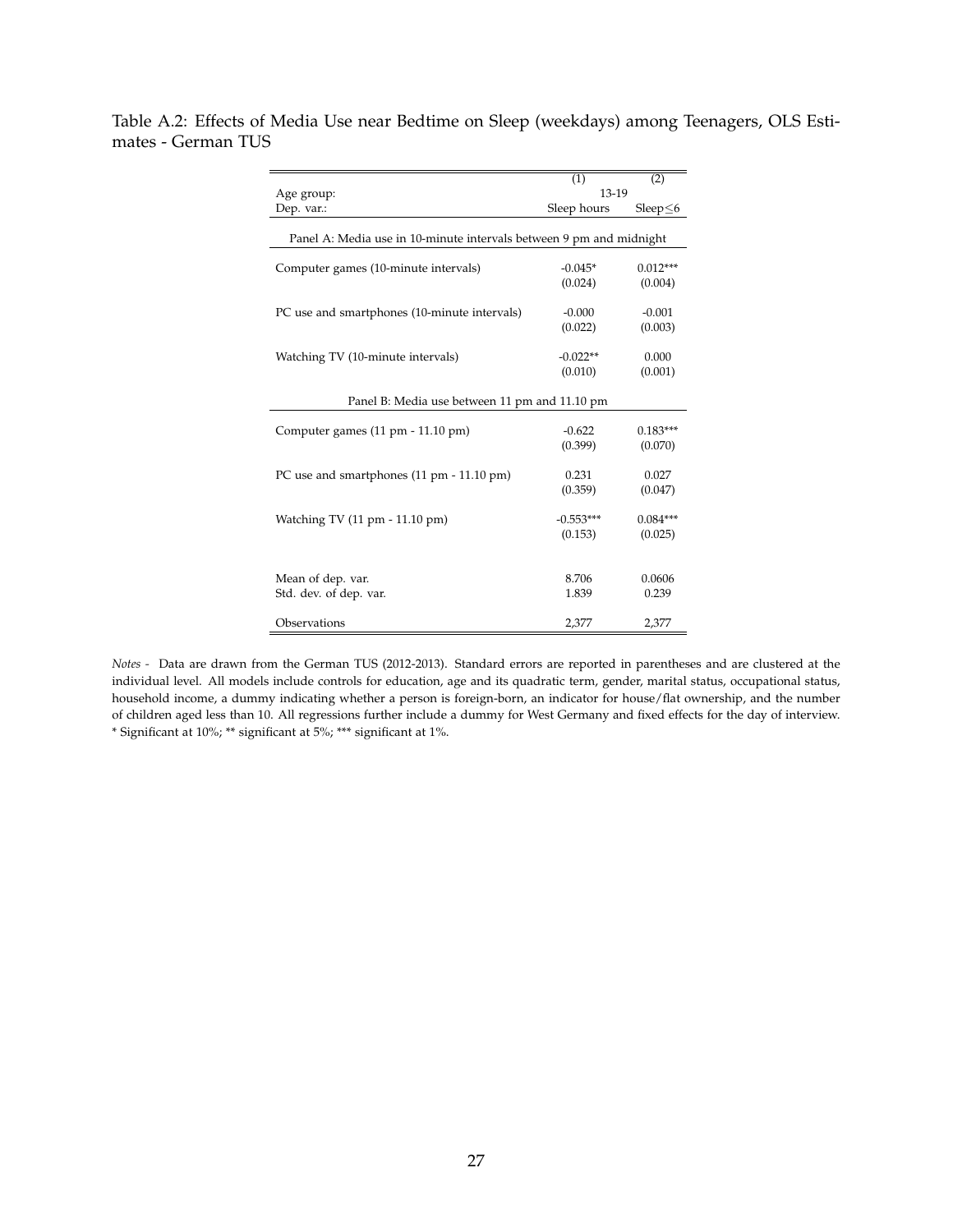Table A.2: Effects of Media Use near Bedtime on Sleep (weekdays) among Teenagers, OLS Estimates - German TUS

| | (1) | (2) |
|---|---|---|
| Age group: | 13-19 | |
| Dep. var.: | Sleep hours | Sleep≤6 |
| *Panel A: Media use in 10-minute intervals between 9 pm and midnight* | | |
| Computer games (10-minute intervals) | -0.045* | 0.012*** |
| | (0.024) | (0.004) |
| PC use and smartphones (10-minute intervals) | -0.000 | -0.001 |
| | (0.022) | (0.003) |
| Watching TV (10-minute intervals) | -0.022** | 0.000 |
| | (0.010) | (0.001) |
| *Panel B: Media use between 11 pm and 11.10 pm* | | |
| Computer games (11 pm - 11.10 pm) | -0.622 | 0.183*** |
| | (0.399) | (0.070) |
| PC use and smartphones (11 pm - 11.10 pm) | 0.231 | 0.027 |
| | (0.359) | (0.047) |
| Watching TV (11 pm - 11.10 pm) | -0.553*** | 0.084*** |
| | (0.153) | (0.025) |
| Mean of dep. var. | 8.706 | 0.0606 |
| Std. dev. of dep. var. | 1.839 | 0.239 |
| Observations | 2,377 | 2,377 |

*Notes -* Data are drawn from the German TUS (2012-2013). Standard errors are reported in parentheses and are clustered at the individual level. All models include controls for education, age and its quadratic term, gender, marital status, occupational status, household income, a dummy indicating whether a person is foreign-born, an indicator for house/flat ownership, and the number of children aged less than 10. All regressions further include a dummy for West Germany and fixed effects for the day of interview. * Significant at 10%; ** significant at 5%; *** significant at 1%.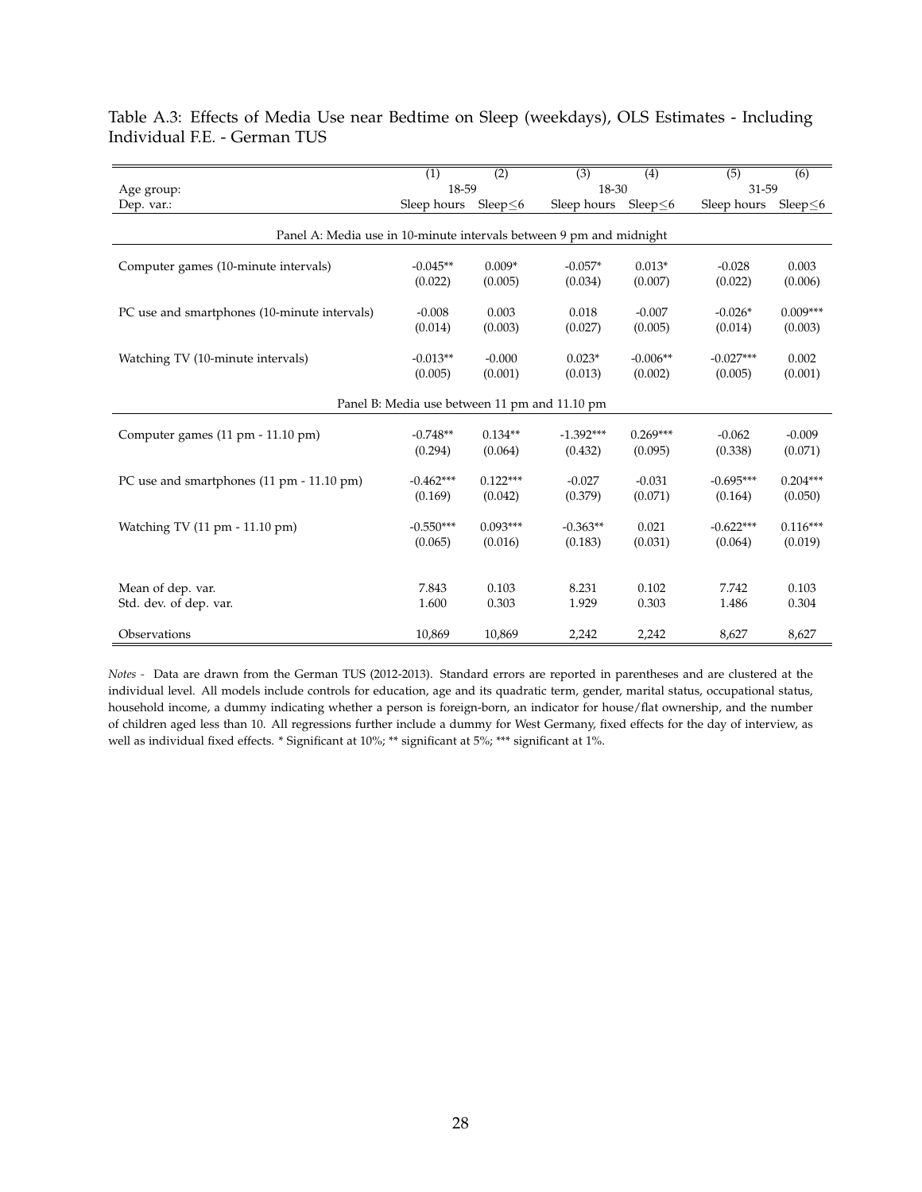Table A.3: Effects of Media Use near Bedtime on Sleep (weekdays), OLS Estimates - Including Individual F.E. - German TUS

| | (1) | (2) | (3) | (4) | (5) | (6) |
|---|---|---|---|---|---|---|
| Age group: | 18-59 | | 18-30 | | 31-59 | |
| Dep. var.: | Sleep hours | Sleep≤6 | Sleep hours | Sleep≤6 | Sleep hours | Sleep≤6 |
| **Panel A: Media use in 10-minute intervals between 9 pm and midnight** | | | | | | |
| Computer games (10-minute intervals) | -0.045** | 0.009* | -0.057* | 0.013* | -0.028 | 0.003 |
| | (0.022) | (0.005) | (0.034) | (0.007) | (0.022) | (0.006) |
| PC use and smartphones (10-minute intervals) | -0.008 | 0.003 | 0.018 | -0.007 | -0.026* | 0.009*** |
| | (0.014) | (0.003) | (0.027) | (0.005) | (0.014) | (0.003) |
| Watching TV (10-minute intervals) | -0.013** | -0.000 | 0.023* | -0.006** | -0.027*** | 0.002 |
| | (0.005) | (0.001) | (0.013) | (0.002) | (0.005) | (0.001) |
| **Panel B: Media use between 11 pm and 11.10 pm** | | | | | | |
| Computer games (11 pm - 11.10 pm) | -0.748** | 0.134** | -1.392*** | 0.269*** | -0.062 | -0.009 |
| | (0.294) | (0.064) | (0.432) | (0.095) | (0.338) | (0.071) |
| PC use and smartphones (11 pm - 11.10 pm) | -0.462*** | 0.122*** | -0.027 | -0.031 | -0.695*** | 0.204*** |
| | (0.169) | (0.042) | (0.379) | (0.071) | (0.164) | (0.050) |
| Watching TV (11 pm - 11.10 pm) | -0.550*** | 0.093*** | -0.363** | 0.021 | -0.622*** | 0.116*** |
| | (0.065) | (0.016) | (0.183) | (0.031) | (0.064) | (0.019) |
| Mean of dep. var. | 7.843 | 0.103 | 8.231 | 0.102 | 7.742 | 0.103 |
| Std. dev. of dep. var. | 1.600 | 0.303 | 1.929 | 0.303 | 1.486 | 0.304 |
| Observations | 10,869 | 10,869 | 2,242 | 2,242 | 8,627 | 8,627 |

*Notes -* Data are drawn from the German TUS (2012-2013). Standard errors are reported in parentheses and are clustered at the individual level. All models include controls for education, age and its quadratic term, gender, marital status, occupational status, household income, a dummy indicating whether a person is foreign-born, an indicator for house/flat ownership, and the number of children aged less than 10. All regressions further include a dummy for West Germany, fixed effects for the day of interview, as well as individual fixed effects. * Significant at 10%; ** significant at 5%; *** significant at 1%.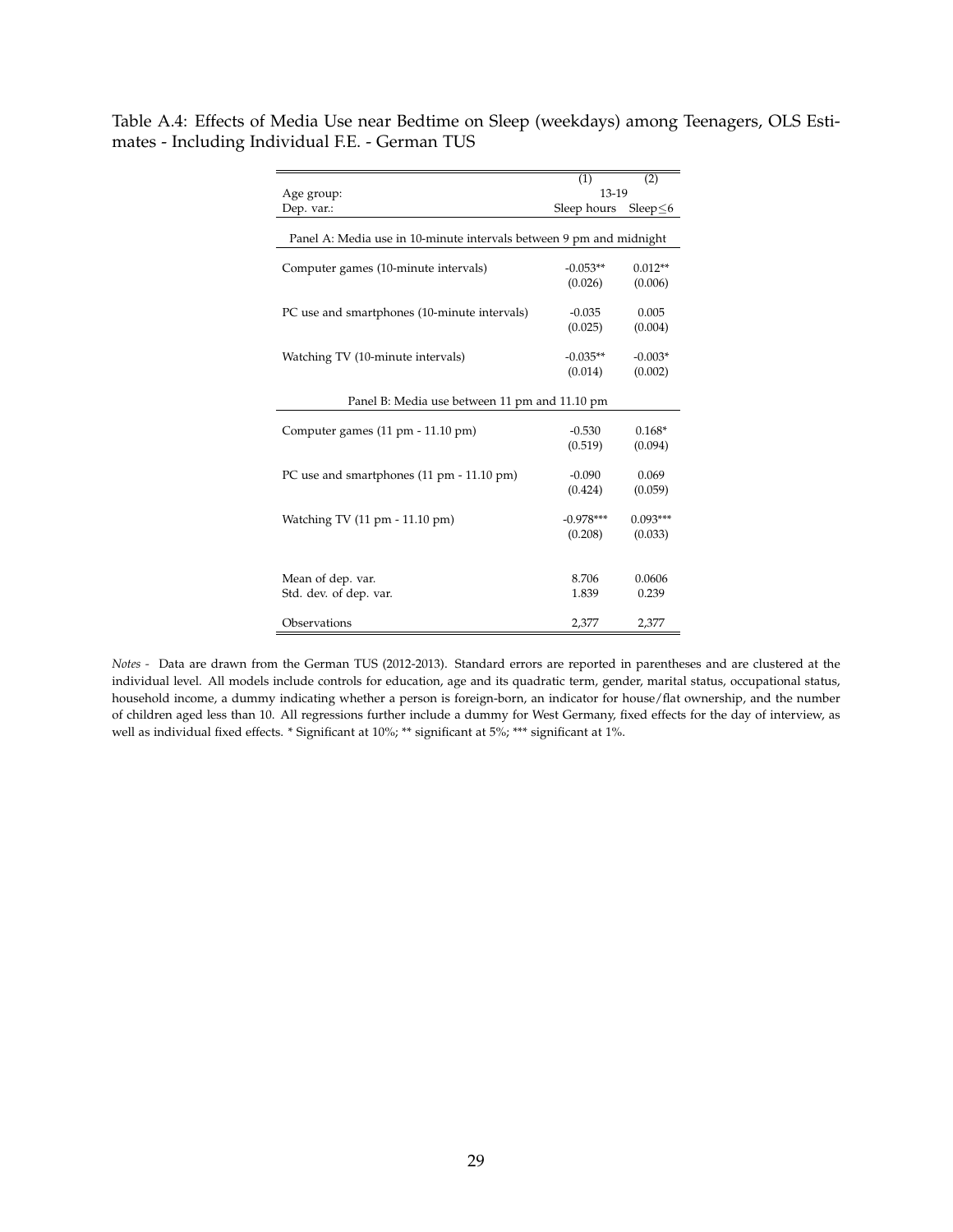Table A.4: Effects of Media Use near Bedtime on Sleep (weekdays) among Teenagers, OLS Estimates - Including Individual F.E. - German TUS

| | (1) | (2) |
|---|---|---|
| Age group: | 13-19 | |
| Dep. var.: | Sleep hours | Sleep≤6 |
| **Panel A: Media use in 10-minute intervals between 9 pm and midnight** | | |
| Computer games (10-minute intervals) | -0.053** | 0.012** |
| | (0.026) | (0.006) |
| PC use and smartphones (10-minute intervals) | -0.035 | 0.005 |
| | (0.025) | (0.004) |
| Watching TV (10-minute intervals) | -0.035** | -0.003* |
| | (0.014) | (0.002) |
| **Panel B: Media use between 11 pm and 11.10 pm** | | |
| Computer games (11 pm - 11.10 pm) | -0.530 | 0.168* |
| | (0.519) | (0.094) |
| PC use and smartphones (11 pm - 11.10 pm) | -0.090 | 0.069 |
| | (0.424) | (0.059) |
| Watching TV (11 pm - 11.10 pm) | -0.978*** | 0.093*** |
| | (0.208) | (0.033) |
| Mean of dep. var. | 8.706 | 0.0606 |
| Std. dev. of dep. var. | 1.839 | 0.239 |
| Observations | 2,377 | 2,377 |

*Notes -* Data are drawn from the German TUS (2012-2013). Standard errors are reported in parentheses and are clustered at the individual level. All models include controls for education, age and its quadratic term, gender, marital status, occupational status, household income, a dummy indicating whether a person is foreign-born, an indicator for house/flat ownership, and the number of children aged less than 10. All regressions further include a dummy for West Germany, fixed effects for the day of interview, as well as individual fixed effects. * Significant at 10%; ** significant at 5%; *** significant at 1%.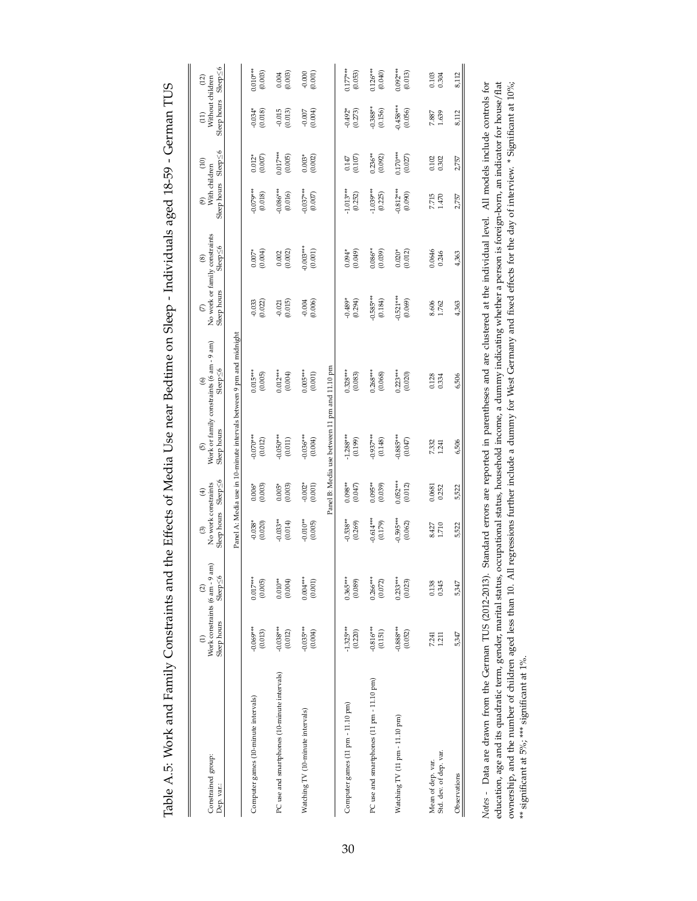Table A.5: Work and Family Constraints and the Effects of Media Use near Bedtime on Sleep - Individuals aged 18-59 - German TUS

| Constrained group: | (1) Work constraints (6 am - 9 am) | (2) | (3) No work constraints | (4) | (5) Work or family constraints (6 am - 9 am) | (6) | (7) No work or family constraints | (8) | (9) With children | (10) | (11) Without children | (12) |
|---|---|---|---|---|---|---|---|---|---|---|---|---|
| Dep. var.: | Sleep hours | Sleep≤6 | Sleep hours | Sleep≤6 | Sleep hours | Sleep≤6 | Sleep hours | Sleep≤6 | Sleep hours | Sleep≤6 | Sleep hours | Sleep≤6 |
| **Panel A: Media use in 10-minute intervals between 9 pm and midnight** | | | | | | | | | | | | |
| Computer games (10-minute intervals) | -0.069*** | 0.017*** | -0.038* | 0.006* | -0.070*** | 0.015*** | -0.033 | 0.007* | -0.079*** | 0.012* | -0.034* | 0.010*** |
| | (0.013) | (0.005) | (0.020) | (0.003) | (0.012) | (0.005) | (0.022) | (0.004) | (0.018) | (0.007) | (0.018) | (0.003) |
| PC use and smartphones (10-minute intervals) | -0.038*** | 0.010** | -0.033** | 0.005* | -0.050*** | 0.012*** | -0.021 | 0.002 | -0.086*** | 0.017*** | -0.015 | 0.004 |
| | (0.012) | (0.004) | (0.014) | (0.003) | (0.011) | (0.004) | (0.015) | (0.002) | (0.016) | (0.005) | (0.013) | (0.003) |
| Watching TV (10-minute intervals) | -0.035*** | 0.004*** | -0.010** | -0.002* | -0.036*** | 0.005*** | -0.004 | -0.003*** | -0.037*** | 0.003* | -0.007 | -0.000 |
| | (0.004) | (0.001) | (0.005) | (0.001) | (0.004) | (0.001) | (0.006) | (0.001) | (0.007) | (0.002) | (0.004) | (0.001) |
| **Panel B: Media use between 11 pm and 11.10 pm** | | | | | | | | | | | | |
| Computer games (11 pm - 11.10 pm) | -1.325*** | 0.365*** | -0.538** | 0.098** | -1.288*** | 0.328*** | -0.489* | 0.094* | -1.013*** | 0.147 | -0.492* | 0.177*** |
| | (0.220) | (0.089) | (0.269) | (0.047) | (0.199) | (0.083) | (0.294) | (0.049) | (0.252) | (0.107) | (0.273) | (0.053) |
| PC use and smartphones (11 pm - 11.10 pm) | -0.816*** | 0.266*** | -0.614*** | 0.095** | -0.937*** | 0.268*** | -0.585*** | 0.086** | -1.039*** | 0.236** | -0.388** | 0.126*** |
| | (0.151) | (0.072) | (0.179) | (0.039) | (0.148) | (0.068) | (0.184) | (0.039) | (0.225) | (0.092) | (0.156) | (0.040) |
| Watching TV (11 pm - 11.10 pm) | -0.888*** | 0.233*** | -0.595*** | 0.052*** | -0.885*** | 0.223*** | -0.521*** | 0.020* | -0.812*** | 0.170*** | -0.458*** | 0.092*** |
| | (0.052) | (0.023) | (0.062) | (0.012) | (0.047) | (0.020) | (0.069) | (0.012) | (0.090) | (0.027) | (0.056) | (0.013) |
| Mean of dep. var. | 7.241 | 0.138 | 8.427 | 0.0681 | 7.332 | 0.128 | 8.606 | 0.0646 | 7.715 | 0.102 | 7.887 | 0.103 |
| Std. dev. of dep. var. | 1.211 | 0.345 | 1.710 | 0.252 | 1.241 | 0.334 | 1.762 | 0.246 | 1.470 | 0.302 | 1.639 | 0.304 |
| Observations | 5,347 | 5,347 | 5,522 | 5,522 | 6,506 | 6,506 | 4,363 | 4,363 | 2,757 | 2,757 | 8,112 | 8,112 |

*Notes* - Data are drawn from the German TUS (2012-2013). Standard errors are reported in parentheses and are clustered at the individual level. All models include controls for education, age and its quadratic term, gender, marital status, occupational status, household income, a dummy indicating whether a person is foreign-born, an indicator for house/flat ownership, and the number of children aged less than 10. All regressions further include a dummy for West Germany and fixed effects for the day of interview. * Significant at 10%; ** significant at 5%, *** significant at 1%.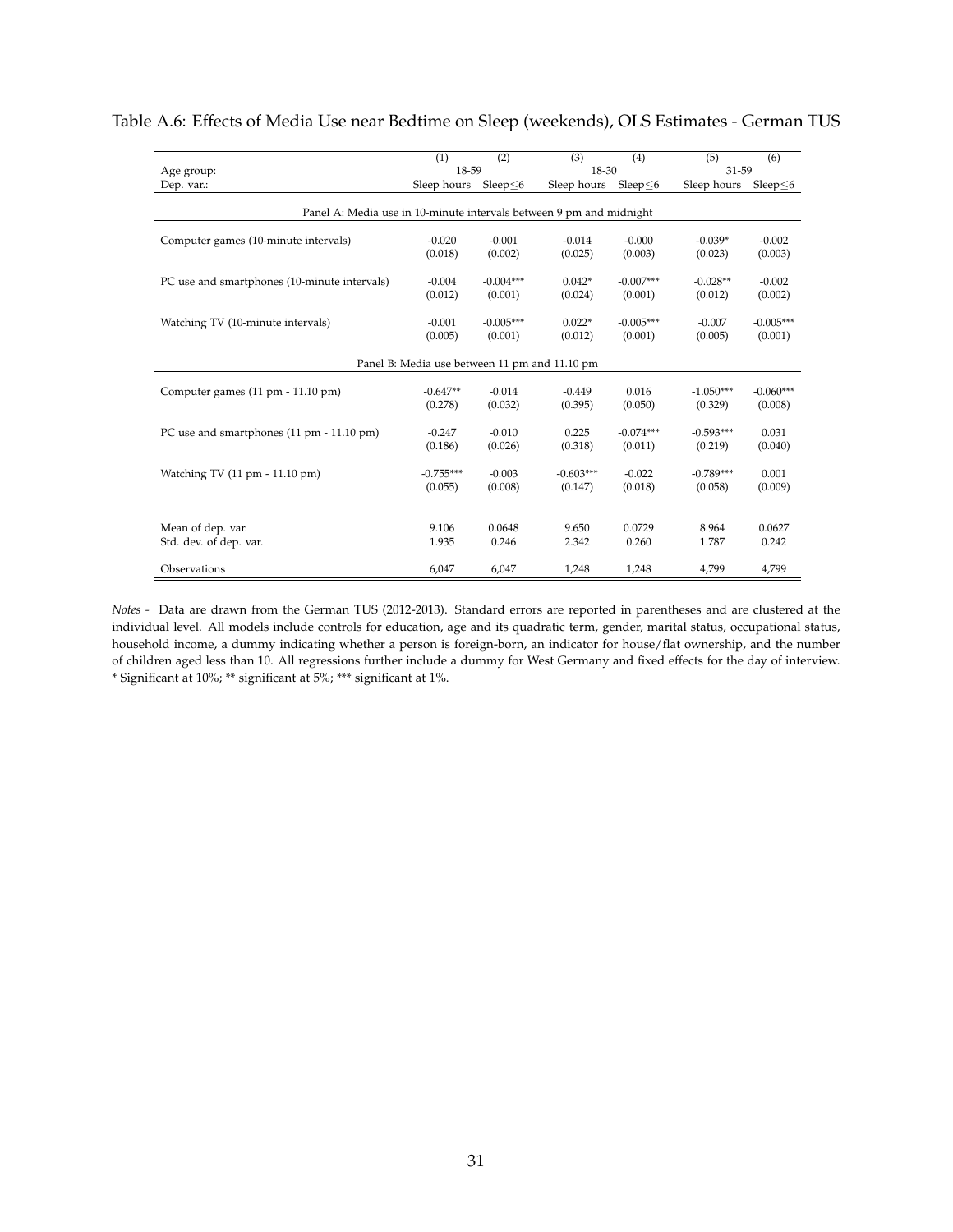Table A.6: Effects of Media Use near Bedtime on Sleep (weekends), OLS Estimates - German TUS

| | (1) | (2) | (3) | (4) | (5) | (6) |
|---|---|---|---|---|---|---|
| Age group: | 18-59 | | 18-30 | | 31-59 | |
| Dep. var.: | Sleep hours | Sleep≤6 | Sleep hours | Sleep≤6 | Sleep hours | Sleep≤6 |
| Panel A: Media use in 10-minute intervals between 9 pm and midnight | | | | | | |
| Computer games (10-minute intervals) | -0.020 | -0.001 | -0.014 | -0.000 | -0.039* | -0.002 |
| | (0.018) | (0.002) | (0.025) | (0.003) | (0.023) | (0.003) |
| PC use and smartphones (10-minute intervals) | -0.004 | -0.004*** | 0.042* | -0.007*** | -0.028** | -0.002 |
| | (0.012) | (0.001) | (0.024) | (0.001) | (0.012) | (0.002) |
| Watching TV (10-minute intervals) | -0.001 | -0.005*** | 0.022* | -0.005*** | -0.007 | -0.005*** |
| | (0.005) | (0.001) | (0.012) | (0.001) | (0.005) | (0.001) |
| Panel B: Media use between 11 pm and 11.10 pm | | | | | | |
| Computer games (11 pm - 11.10 pm) | -0.647** | -0.014 | -0.449 | 0.016 | -1.050*** | -0.060*** |
| | (0.278) | (0.032) | (0.395) | (0.050) | (0.329) | (0.008) |
| PC use and smartphones (11 pm - 11.10 pm) | -0.247 | -0.010 | 0.225 | -0.074*** | -0.593*** | 0.031 |
| | (0.186) | (0.026) | (0.318) | (0.011) | (0.219) | (0.040) |
| Watching TV (11 pm - 11.10 pm) | -0.755*** | -0.003 | -0.603*** | -0.022 | -0.789*** | 0.001 |
| | (0.055) | (0.008) | (0.147) | (0.018) | (0.058) | (0.009) |
| Mean of dep. var. | 9.106 | 0.0648 | 9.650 | 0.0729 | 8.964 | 0.0627 |
| Std. dev. of dep. var. | 1.935 | 0.246 | 2.342 | 0.260 | 1.787 | 0.242 |
| Observations | 6,047 | 6,047 | 1,248 | 1,248 | 4,799 | 4,799 |

*Notes -* Data are drawn from the German TUS (2012-2013). Standard errors are reported in parentheses and are clustered at the individual level. All models include controls for education, age and its quadratic term, gender, marital status, occupational status, household income, a dummy indicating whether a person is foreign-born, an indicator for house/flat ownership, and the number of children aged less than 10. All regressions further include a dummy for West Germany and fixed effects for the day of interview. * Significant at 10%; ** significant at 5%; *** significant at 1%.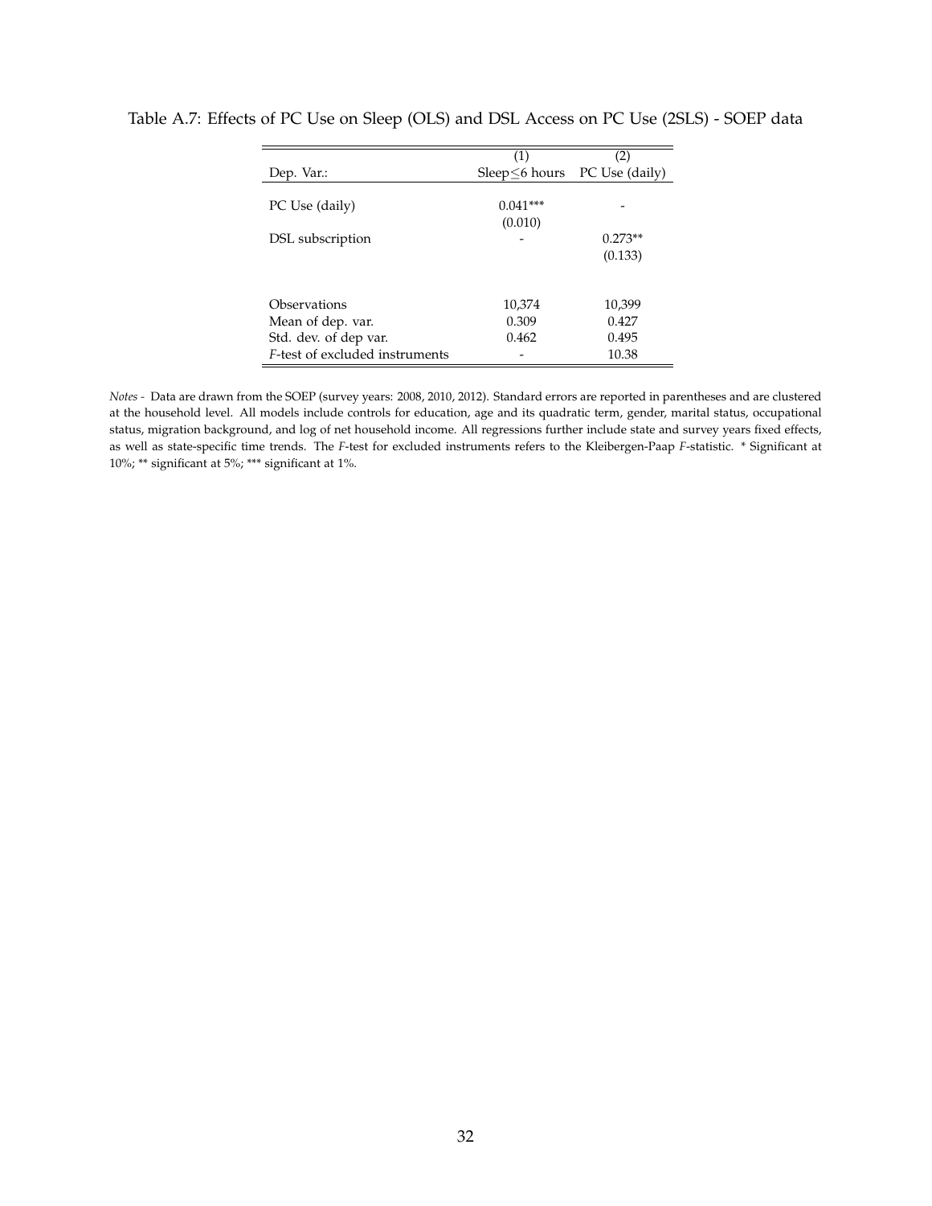Table A.7: Effects of PC Use on Sleep (OLS) and DSL Access on PC Use (2SLS) - SOEP data

| | (1) | (2) |
|---|---|---|
| Dep. Var.: | Sleep$\leq$6 hours | PC Use (daily) |
| PC Use (daily) | 0.041*** | - |
| | (0.010) | |
| DSL subscription | - | 0.273** |
| | | (0.133) |
| Observations | 10,374 | 10,399 |
| Mean of dep. var. | 0.309 | 0.427 |
| Std. dev. of dep var. | 0.462 | 0.495 |
| *F*-test of excluded instruments | - | 10.38 |

*Notes -* Data are drawn from the SOEP (survey years: 2008, 2010, 2012). Standard errors are reported in parentheses and are clustered at the household level. All models include controls for education, age and its quadratic term, gender, marital status, occupational status, migration background, and log of net household income. All regressions further include state and survey years fixed effects, as well as state-specific time trends. The *F*-test for excluded instruments refers to the Kleibergen-Paap *F*-statistic. * Significant at 10%; ** significant at 5%; *** significant at 1%.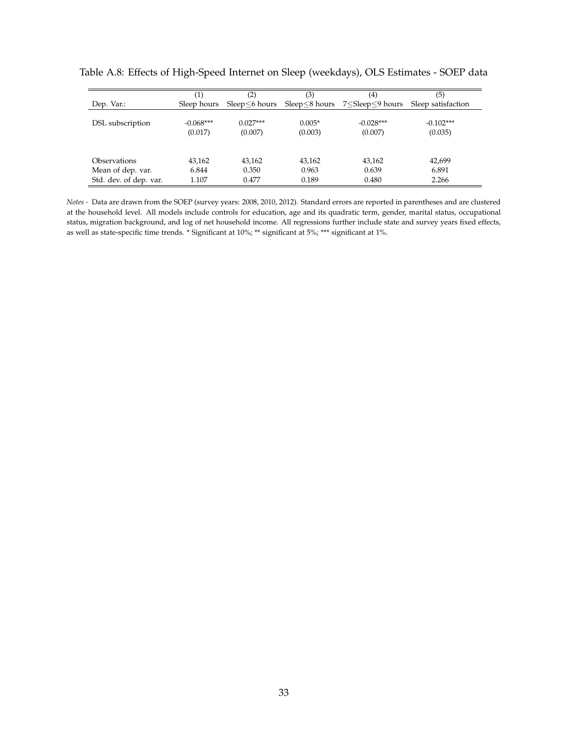Table A.8: Effects of High-Speed Internet on Sleep (weekdays), OLS Estimates - SOEP data

| | (1) | (2) | (3) | (4) | (5) |
|---|---|---|---|---|---|
| Dep. Var.: | Sleep hours | Sleep≤6 hours | Sleep≤8 hours | 7≤Sleep≤9 hours | Sleep satisfaction |
| DSL subscription | -0.068*** | 0.027*** | 0.005* | -0.028*** | -0.102*** |
| | (0.017) | (0.007) | (0.003) | (0.007) | (0.035) |
| Observations | 43,162 | 43,162 | 43,162 | 43,162 | 42,699 |
| Mean of dep. var. | 6.844 | 0.350 | 0.963 | 0.639 | 6.891 |
| Std. dev. of dep. var. | 1.107 | 0.477 | 0.189 | 0.480 | 2.266 |

*Notes -* Data are drawn from the SOEP (survey years: 2008, 2010, 2012). Standard errors are reported in parentheses and are clustered at the household level. All models include controls for education, age and its quadratic term, gender, marital status, occupational status, migration background, and log of net household income. All regressions further include state and survey years fixed effects, as well as state-specific time trends. * Significant at 10%; ** significant at 5%; *** significant at 1%.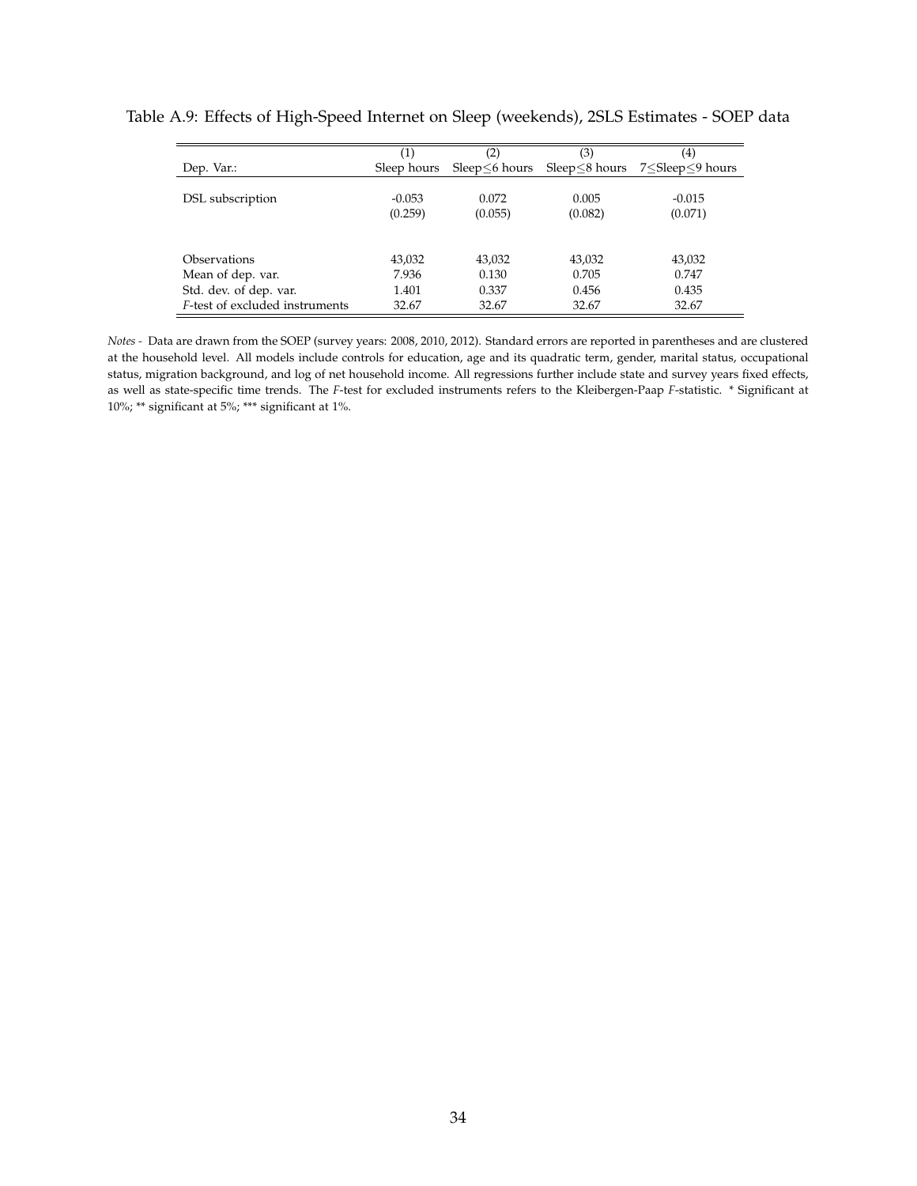Table A.9: Effects of High-Speed Internet on Sleep (weekends), 2SLS Estimates - SOEP data

| | (1) | (2) | (3) | (4) |
|---|---|---|---|---|
| Dep. Var.: | Sleep hours | Sleep$\leq$6 hours | Sleep$\leq$8 hours | 7$\leq$Sleep$\leq$9 hours |
| DSL subscription | -0.053 | 0.072 | 0.005 | -0.015 |
| | (0.259) | (0.055) | (0.082) | (0.071) |
| Observations | 43,032 | 43,032 | 43,032 | 43,032 |
| Mean of dep. var. | 7.936 | 0.130 | 0.705 | 0.747 |
| Std. dev. of dep. var. | 1.401 | 0.337 | 0.456 | 0.435 |
| *F*-test of excluded instruments | 32.67 | 32.67 | 32.67 | 32.67 |

*Notes* - Data are drawn from the SOEP (survey years: 2008, 2010, 2012). Standard errors are reported in parentheses and are clustered at the household level. All models include controls for education, age and its quadratic term, gender, marital status, occupational status, migration background, and log of net household income. All regressions further include state and survey years fixed effects, as well as state-specific time trends. The *F*-test for excluded instruments refers to the Kleibergen-Paap *F*-statistic. * Significant at 10%; ** significant at 5%; *** significant at 1%.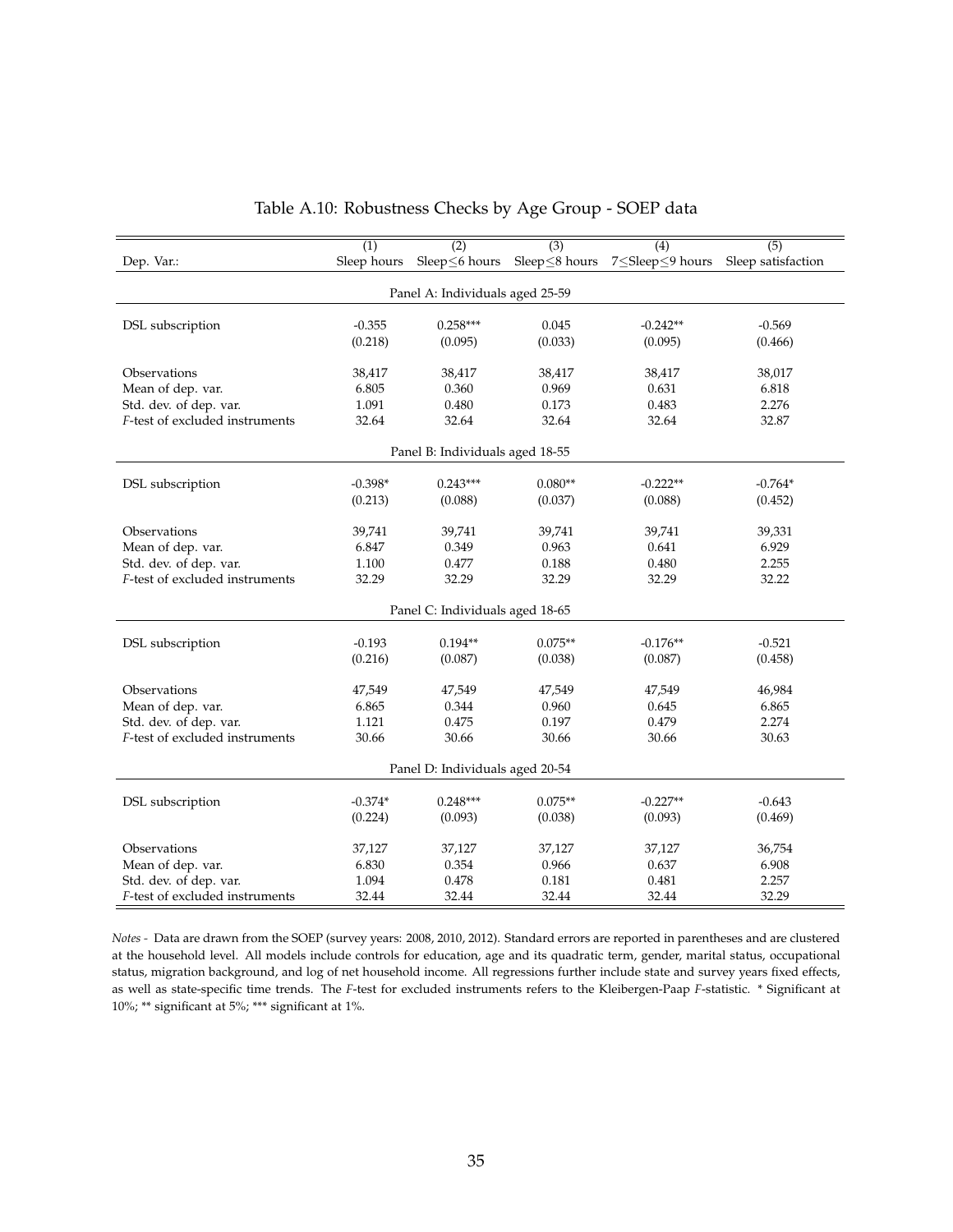Table A.10: Robustness Checks by Age Group - SOEP data

| Dep. Var.: | (1)<br>Sleep hours | (2)<br>Sleep≤6 hours | (3)<br>Sleep≤8 hours | (4)<br>7≤Sleep≤9 hours | (5)<br>Sleep satisfaction |
|---|---|---|---|---|---|
| | | Panel A: Individuals aged 25-59 | | | |
| DSL subscription | -0.355 | 0.258*** | 0.045 | -0.242** | -0.569 |
| | (0.218) | (0.095) | (0.033) | (0.095) | (0.466) |
| Observations | 38,417 | 38,417 | 38,417 | 38,417 | 38,017 |
| Mean of dep. var. | 6.805 | 0.360 | 0.969 | 0.631 | 6.818 |
| Std. dev. of dep. var. | 1.091 | 0.480 | 0.173 | 0.483 | 2.276 |
| *F*-test of excluded instruments | 32.64 | 32.64 | 32.64 | 32.64 | 32.87 |
| | | Panel B: Individuals aged 18-55 | | | |
| DSL subscription | -0.398* | 0.243*** | 0.080** | -0.222** | -0.764* |
| | (0.213) | (0.088) | (0.037) | (0.088) | (0.452) |
| Observations | 39,741 | 39,741 | 39,741 | 39,741 | 39,331 |
| Mean of dep. var. | 6.847 | 0.349 | 0.963 | 0.641 | 6.929 |
| Std. dev. of dep. var. | 1.100 | 0.477 | 0.188 | 0.480 | 2.255 |
| *F*-test of excluded instruments | 32.29 | 32.29 | 32.29 | 32.29 | 32.22 |
| | | Panel C: Individuals aged 18-65 | | | |
| DSL subscription | -0.193 | 0.194** | 0.075** | -0.176** | -0.521 |
| | (0.216) | (0.087) | (0.038) | (0.087) | (0.458) |
| Observations | 47,549 | 47,549 | 47,549 | 47,549 | 46,984 |
| Mean of dep. var. | 6.865 | 0.344 | 0.960 | 0.645 | 6.865 |
| Std. dev. of dep. var. | 1.121 | 0.475 | 0.197 | 0.479 | 2.274 |
| *F*-test of excluded instruments | 30.66 | 30.66 | 30.66 | 30.66 | 30.63 |
| | | Panel D: Individuals aged 20-54 | | | |
| DSL subscription | -0.374* | 0.248*** | 0.075** | -0.227** | -0.643 |
| | (0.224) | (0.093) | (0.038) | (0.093) | (0.469) |
| Observations | 37,127 | 37,127 | 37,127 | 37,127 | 36,754 |
| Mean of dep. var. | 6.830 | 0.354 | 0.966 | 0.637 | 6.908 |
| Std. dev. of dep. var. | 1.094 | 0.478 | 0.181 | 0.481 | 2.257 |
| *F*-test of excluded instruments | 32.44 | 32.44 | 32.44 | 32.44 | 32.29 |

*Notes -* Data are drawn from the SOEP (survey years: 2008, 2010, 2012). Standard errors are reported in parentheses and are clustered at the household level. All models include controls for education, age and its quadratic term, gender, marital status, occupational status, migration background, and log of net household income. All regressions further include state and survey years fixed effects, as well as state-specific time trends. The *F*-test for excluded instruments refers to the Kleibergen-Paap *F*-statistic. * Significant at 10%; ** significant at 5%; *** significant at 1%.